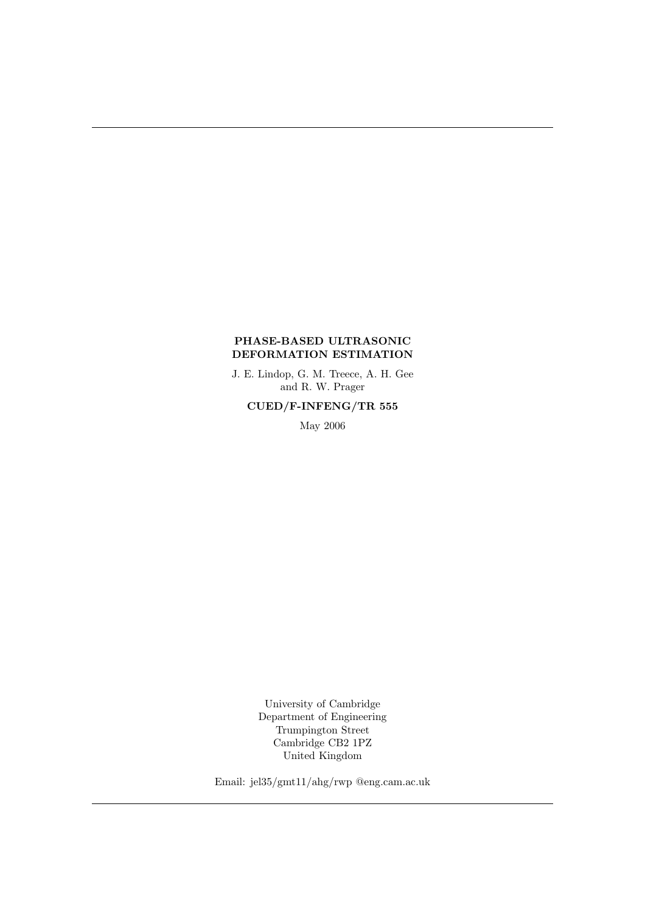**PHASE-BASED ULTRASONIC DEFORMATION ESTIMATION**

J. E. Lindop, G. M. Treece, A. H. Gee
and R. W. Prager

**CUED/F-INFENG/TR 555**

May 2006

University of Cambridge
Department of Engineering
Trumpington Street
Cambridge CB2 1PZ
United Kingdom

Email: jel35/gmt11/ahg/rwp @eng.cam.ac.uk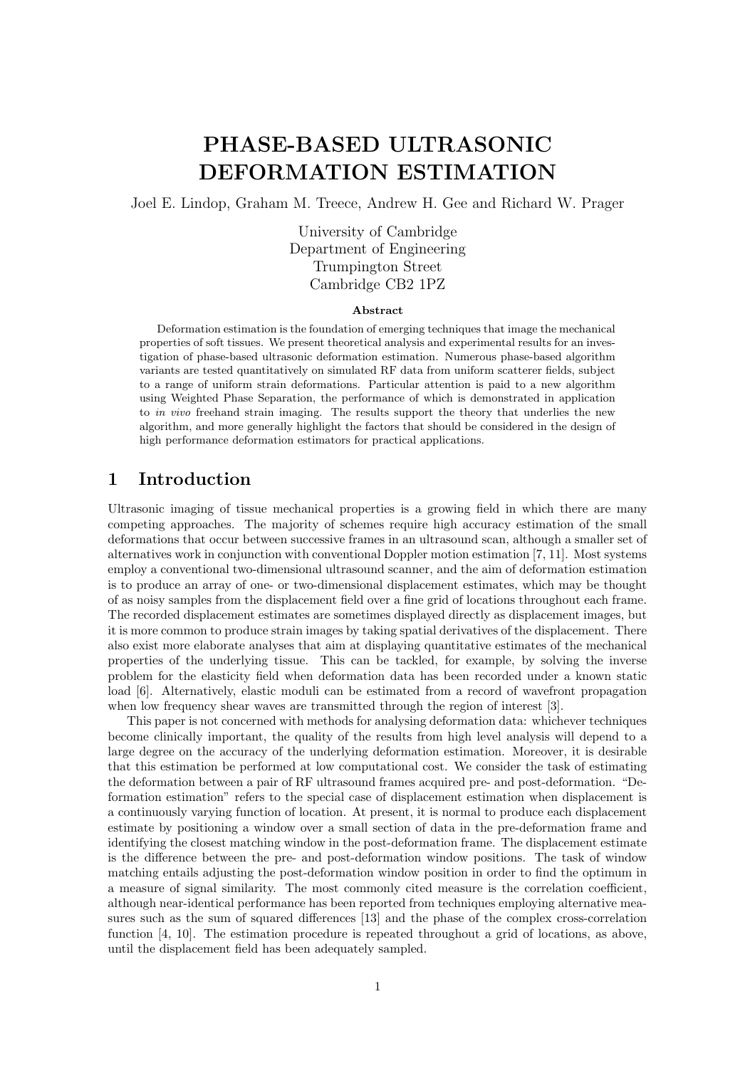# PHASE-BASED ULTRASONIC DEFORMATION ESTIMATION

Joel E. Lindop, Graham M. Treece, Andrew H. Gee and Richard W. Prager

University of Cambridge
Department of Engineering
Trumpington Street
Cambridge CB2 1PZ

**Abstract**

Deformation estimation is the foundation of emerging techniques that image the mechanical properties of soft tissues. We present theoretical analysis and experimental results for an investigation of phase-based ultrasonic deformation estimation. Numerous phase-based algorithm variants are tested quantitatively on simulated RF data from uniform scatterer fields, subject to a range of uniform strain deformations. Particular attention is paid to a new algorithm using Weighted Phase Separation, the performance of which is demonstrated in application to *in vivo* freehand strain imaging. The results support the theory that underlies the new algorithm, and more generally highlight the factors that should be considered in the design of high performance deformation estimators for practical applications.

## 1 Introduction

Ultrasonic imaging of tissue mechanical properties is a growing field in which there are many competing approaches. The majority of schemes require high accuracy estimation of the small deformations that occur between successive frames in an ultrasound scan, although a smaller set of alternatives work in conjunction with conventional Doppler motion estimation [7, 11]. Most systems employ a conventional two-dimensional ultrasound scanner, and the aim of deformation estimation is to produce an array of one- or two-dimensional displacement estimates, which may be thought of as noisy samples from the displacement field over a fine grid of locations throughout each frame. The recorded displacement estimates are sometimes displayed directly as displacement images, but it is more common to produce strain images by taking spatial derivatives of the displacement. There also exist more elaborate analyses that aim at displaying quantitative estimates of the mechanical properties of the underlying tissue. This can be tackled, for example, by solving the inverse problem for the elasticity field when deformation data has been recorded under a known static load [6]. Alternatively, elastic moduli can be estimated from a record of wavefront propagation when low frequency shear waves are transmitted through the region of interest [3].

This paper is not concerned with methods for analysing deformation data: whichever techniques become clinically important, the quality of the results from high level analysis will depend to a large degree on the accuracy of the underlying deformation estimation. Moreover, it is desirable that this estimation be performed at low computational cost. We consider the task of estimating the deformation between a pair of RF ultrasound frames acquired pre- and post-deformation. "Deformation estimation" refers to the special case of displacement estimation when displacement is a continuously varying function of location. At present, it is normal to produce each displacement estimate by positioning a window over a small section of data in the pre-deformation frame and identifying the closest matching window in the post-deformation frame. The displacement estimate is the difference between the pre- and post-deformation window positions. The task of window matching entails adjusting the post-deformation window position in order to find the optimum in a measure of signal similarity. The most commonly cited measure is the correlation coefficient, although near-identical performance has been reported from techniques employing alternative measures such as the sum of squared differences [13] and the phase of the complex cross-correlation function [4, 10]. The estimation procedure is repeated throughout a grid of locations, as above, until the displacement field has been adequately sampled.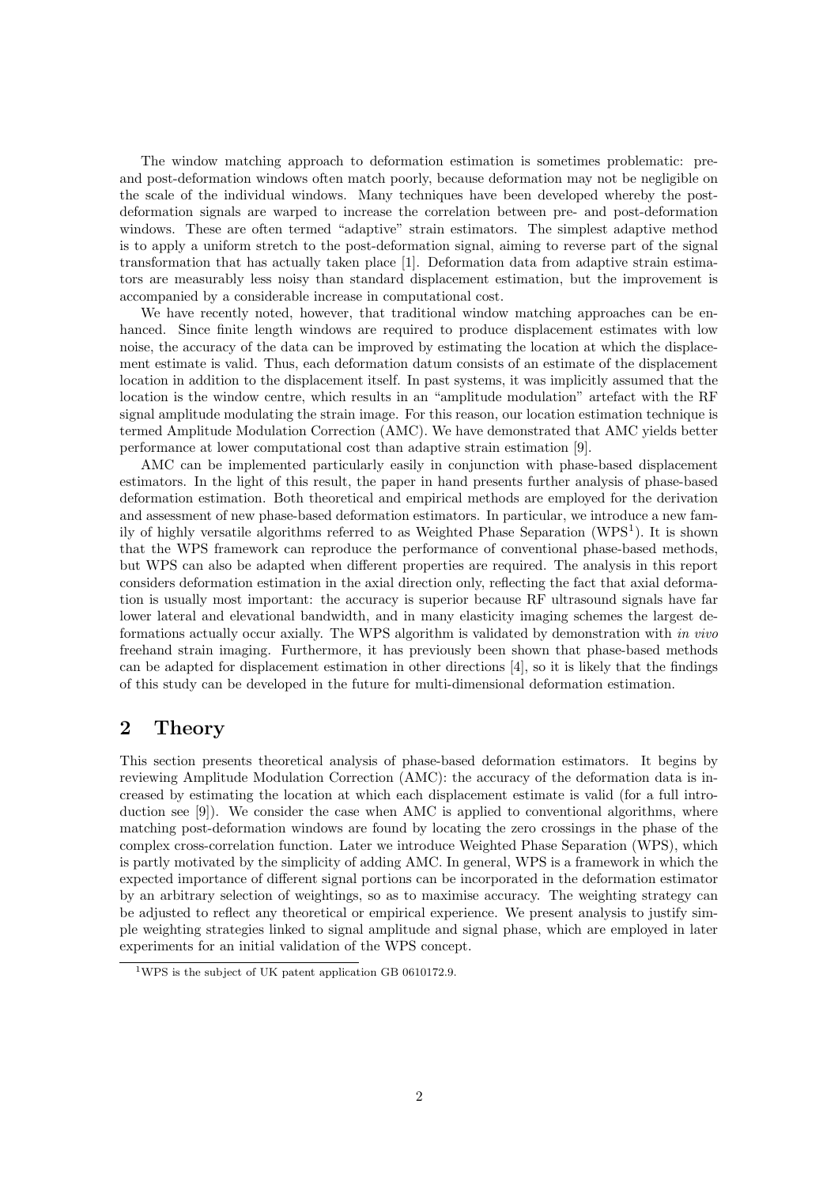The window matching approach to deformation estimation is sometimes problematic: pre- and post-deformation windows often match poorly, because deformation may not be negligible on the scale of the individual windows. Many techniques have been developed whereby the post-deformation signals are warped to increase the correlation between pre- and post-deformation windows. These are often termed "adaptive" strain estimators. The simplest adaptive method is to apply a uniform stretch to the post-deformation signal, aiming to reverse part of the signal transformation that has actually taken place [1]. Deformation data from adaptive strain estimators are measurably less noisy than standard displacement estimation, but the improvement is accompanied by a considerable increase in computational cost.

We have recently noted, however, that traditional window matching approaches can be enhanced. Since finite length windows are required to produce displacement estimates with low noise, the accuracy of the data can be improved by estimating the location at which the displacement estimate is valid. Thus, each deformation datum consists of an estimate of the displacement location in addition to the displacement itself. In past systems, it was implicitly assumed that the location is the window centre, which results in an "amplitude modulation" artefact with the RF signal amplitude modulating the strain image. For this reason, our location estimation technique is termed Amplitude Modulation Correction (AMC). We have demonstrated that AMC yields better performance at lower computational cost than adaptive strain estimation [9].

AMC can be implemented particularly easily in conjunction with phase-based displacement estimators. In the light of this result, the paper in hand presents further analysis of phase-based deformation estimation. Both theoretical and empirical methods are employed for the derivation and assessment of new phase-based deformation estimators. In particular, we introduce a new family of highly versatile algorithms referred to as Weighted Phase Separation (WPS[1]). It is shown that the WPS framework can reproduce the performance of conventional phase-based methods, but WPS can also be adapted when different properties are required. The analysis in this report considers deformation estimation in the axial direction only, reflecting the fact that axial deformation is usually most important: the accuracy is superior because RF ultrasound signals have far lower lateral and elevational bandwidth, and in many elasticity imaging schemes the largest deformations actually occur axially. The WPS algorithm is validated by demonstration with *in vivo* freehand strain imaging. Furthermore, it has previously been shown that phase-based methods can be adapted for displacement estimation in other directions [4], so it is likely that the findings of this study can be developed in the future for multi-dimensional deformation estimation.

## 2 Theory

This section presents theoretical analysis of phase-based deformation estimators. It begins by reviewing Amplitude Modulation Correction (AMC): the accuracy of the deformation data is increased by estimating the location at which each displacement estimate is valid (for a full introduction see [9]). We consider the case when AMC is applied to conventional algorithms, where matching post-deformation windows are found by locating the zero crossings in the phase of the complex cross-correlation function. Later we introduce Weighted Phase Separation (WPS), which is partly motivated by the simplicity of adding AMC. In general, WPS is a framework in which the expected importance of different signal portions can be incorporated in the deformation estimator by an arbitrary selection of weightings, so as to maximise accuracy. The weighting strategy can be adjusted to reflect any theoretical or empirical experience. We present analysis to justify simple weighting strategies linked to signal amplitude and signal phase, which are employed in later experiments for an initial validation of the WPS concept.

[1] WPS is the subject of UK patent application GB 0610172.9.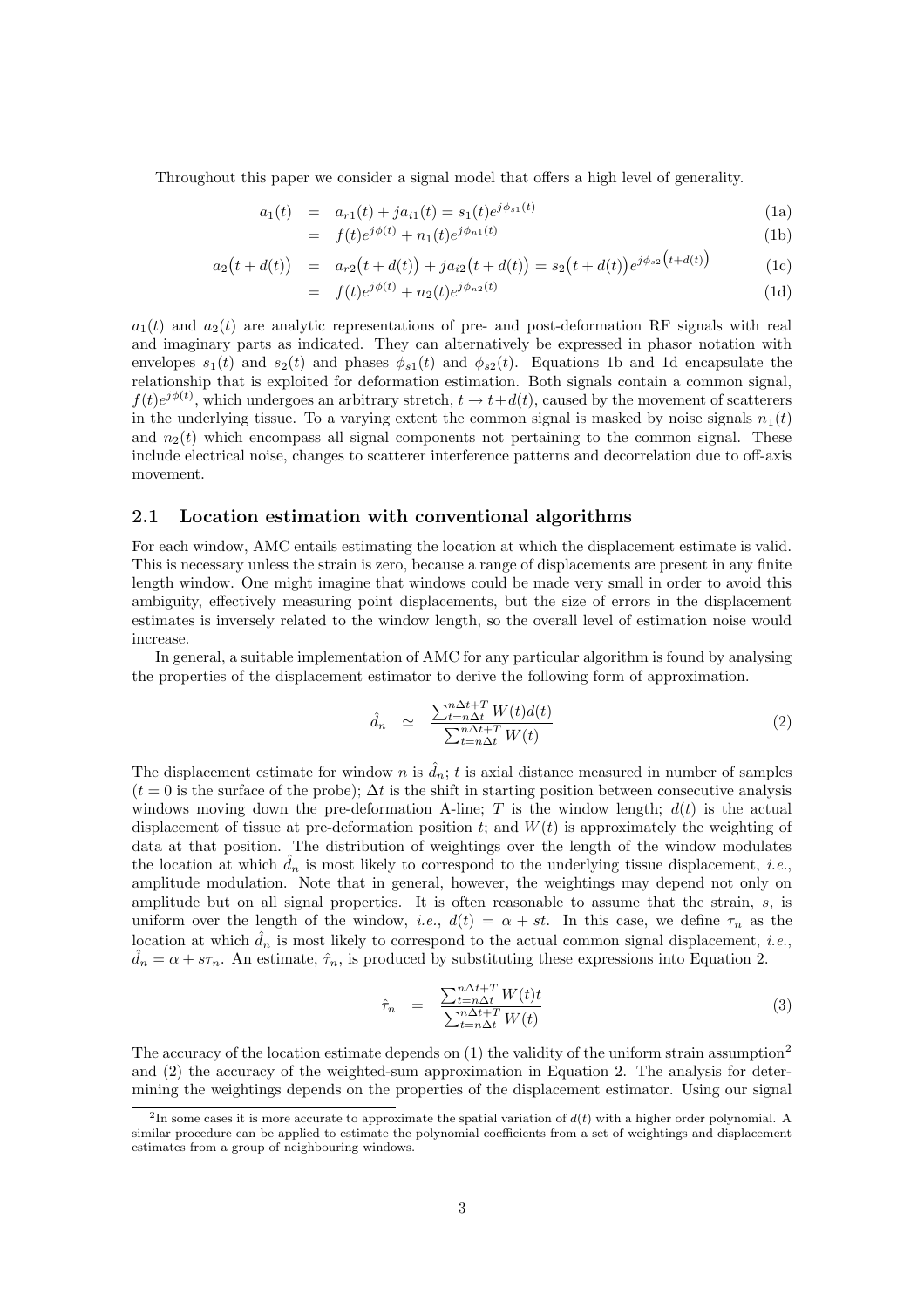Throughout this paper we consider a signal model that offers a high level of generality.

$$
\begin{aligned}
a_1(t) &= a_{r1}(t) + j a_{i1}(t) = s_1(t) e^{j\phi_{s1}(t)} && \text{(1a)} \\
&= f(t) e^{j\phi(t)} + n_1(t) e^{j\phi_{n1}(t)} && \text{(1b)} \\
a_2\big(t + d(t)\big) &= a_{r2}\big(t + d(t)\big) + j a_{i2}\big(t + d(t)\big) = s_2\big(t + d(t)\big) e^{j\phi_{s2}\left(t + d(t)\right)} && \text{(1c)} \\
&= f(t) e^{j\phi(t)} + n_2(t) e^{j\phi_{n2}(t)} && \text{(1d)}
\end{aligned}
$$

$a_1(t)$ and $a_2(t)$ are analytic representations of pre- and post-deformation RF signals with real and imaginary parts as indicated. They can alternatively be expressed in phasor notation with envelopes $s_1(t)$ and $s_2(t)$ and phases $\phi_{s1}(t)$ and $\phi_{s2}(t)$. Equations 1b and 1d encapsulate the relationship that is exploited for deformation estimation. Both signals contain a common signal, $f(t)e^{j\phi(t)}$, which undergoes an arbitrary stretch, $t \to t + d(t)$, caused by the movement of scatterers in the underlying tissue. To a varying extent the common signal is masked by noise signals $n_1(t)$ and $n_2(t)$ which encompass all signal components not pertaining to the common signal. These include electrical noise, changes to scatterer interference patterns and decorrelation due to off-axis movement.

### 2.1 Location estimation with conventional algorithms

For each window, AMC entails estimating the location at which the displacement estimate is valid. This is necessary unless the strain is zero, because a range of displacements are present in any finite length window. One might imagine that windows could be made very small in order to avoid this ambiguity, effectively measuring point displacements, but the size of errors in the displacement estimates is inversely related to the window length, so the overall level of estimation noise would increase.

In general, a suitable implementation of AMC for any particular algorithm is found by analysing the properties of the displacement estimator to derive the following form of approximation.

$$
\hat{d}_n \simeq \frac{\sum_{t=n\Delta t}^{n\Delta t+T} W(t) d(t)}{\sum_{t=n\Delta t}^{n\Delta t+T} W(t)} \tag{2}
$$

The displacement estimate for window $n$ is $\hat{d}_n$; $t$ is axial distance measured in number of samples ($t = 0$ is the surface of the probe); $\Delta t$ is the shift in starting position between consecutive analysis windows moving down the pre-deformation A-line; $T$ is the window length; $d(t)$ is the actual displacement of tissue at pre-deformation position $t$; and $W(t)$ is approximately the weighting of data at that position. The distribution of weightings over the length of the window modulates the location at which $\hat{d}_n$ is most likely to correspond to the underlying tissue displacement, *i.e.*, amplitude modulation. Note that in general, however, the weightings may depend not only on amplitude but on all signal properties. It is often reasonable to assume that the strain, $s$, is uniform over the length of the window, *i.e.*, $d(t) = \alpha + st$. In this case, we define $\tau_n$ as the location at which $\hat{d}_n$ is most likely to correspond to the actual common signal displacement, *i.e.*, $\hat{d}_n = \alpha + s\tau_n$. An estimate, $\hat{\tau}_n$, is produced by substituting these expressions into Equation 2.

$$
\hat{\tau}_n = \frac{\sum_{t=n\Delta t}^{n\Delta t+T} W(t) t}{\sum_{t=n\Delta t}^{n\Delta t+T} W(t)} \tag{3}
$$

The accuracy of the location estimate depends on (1) the validity of the uniform strain assumption[2] and (2) the accuracy of the weighted-sum approximation in Equation 2. The analysis for determining the weightings depends on the properties of the displacement estimator. Using our signal

[2] In some cases it is more accurate to approximate the spatial variation of $d(t)$ with a higher order polynomial. A similar procedure can be applied to estimate the polynomial coefficients from a set of weightings and displacement estimates from a group of neighbouring windows.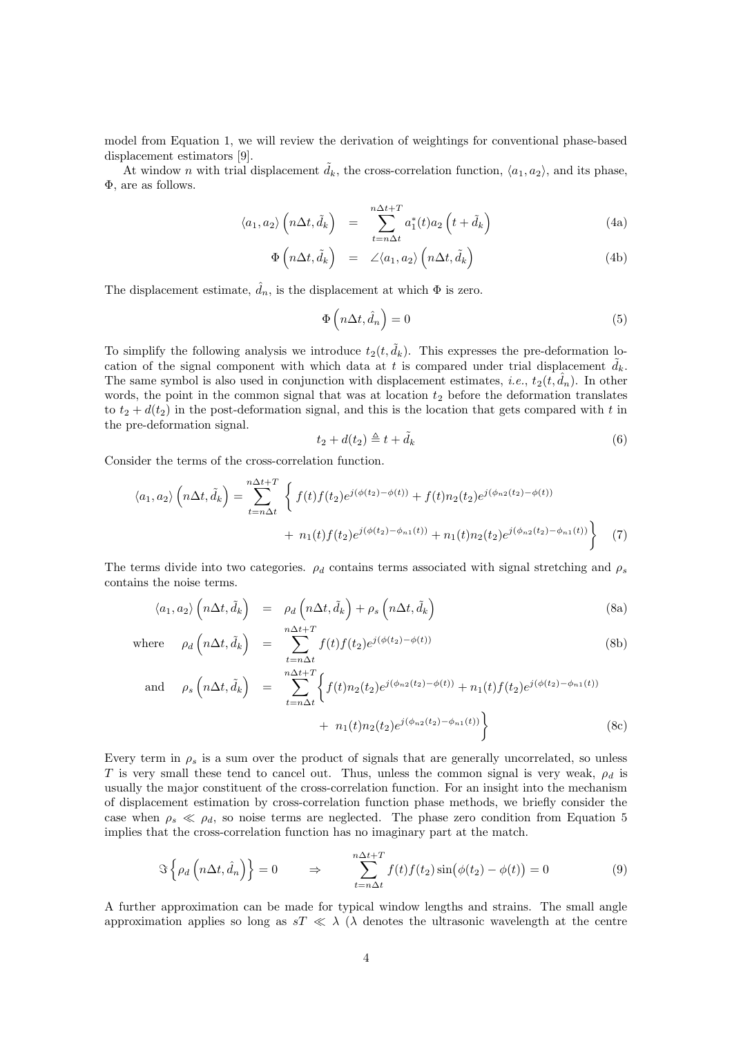model from Equation 1, we will review the derivation of weightings for conventional phase-based displacement estimators [9].

At window $n$ with trial displacement $\tilde{d}_k$, the cross-correlation function, $\langle a_1, a_2 \rangle$, and its phase, $\Phi$, are as follows.

$$\langle a_1, a_2 \rangle \left( n\Delta t, \tilde{d}_k \right) = \sum_{t=n\Delta t}^{n\Delta t + T} a_1^*(t) a_2 \left( t + \tilde{d}_k \right) \tag{4a}$$

$$\Phi \left( n\Delta t, \tilde{d}_k \right) = \angle \langle a_1, a_2 \rangle \left( n\Delta t, \tilde{d}_k \right) \tag{4b}$$

The displacement estimate, $\hat{d}_n$, is the displacement at which $\Phi$ is zero.

$$\Phi \left( n\Delta t, \hat{d}_n \right) = 0 \tag{5}$$

To simplify the following analysis we introduce $t_2(t, \tilde{d}_k)$. This expresses the pre-deformation location of the signal component with which data at $t$ is compared under trial displacement $\tilde{d}_k$. The same symbol is also used in conjunction with displacement estimates, *i.e.*, $t_2(t, \hat{d}_n)$. In other words, the point in the common signal that was at location $t_2$ before the deformation translates to $t_2 + d(t_2)$ in the post-deformation signal, and this is the location that gets compared with $t$ in the pre-deformation signal.

$$t_2 + d(t_2) \triangleq t + \tilde{d}_k \tag{6}$$

Consider the terms of the cross-correlation function.

$$\langle a_1, a_2 \rangle \left( n\Delta t, \tilde{d}_k \right) = \sum_{t=n\Delta t}^{n\Delta t + T} \left\{ f(t) f(t_2) e^{j(\phi(t_2) - \phi(t))} + f(t) n_2(t_2) e^{j(\phi_{n2}(t_2) - \phi(t))} + n_1(t) f(t_2) e^{j(\phi(t_2) - \phi_{n1}(t))} + n_1(t) n_2(t_2) e^{j(\phi_{n2}(t_2) - \phi_{n1}(t))} \right\} \tag{7}$$

The terms divide into two categories. $\rho_d$ contains terms associated with signal stretching and $\rho_s$ contains the noise terms.

$$\langle a_1, a_2 \rangle \left( n\Delta t, \tilde{d}_k \right) = \rho_d \left( n\Delta t, \tilde{d}_k \right) + \rho_s \left( n\Delta t, \tilde{d}_k \right) \tag{8a}$$

$$\text{where} \quad \rho_d \left( n\Delta t, \tilde{d}_k \right) = \sum_{t=n\Delta t}^{n\Delta t + T} f(t) f(t_2) e^{j(\phi(t_2) - \phi(t))} \tag{8b}$$

$$\text{and} \quad \rho_s \left( n\Delta t, \tilde{d}_k \right) = \sum_{t=n\Delta t}^{n\Delta t + T} \left\{ f(t) n_2(t_2) e^{j(\phi_{n2}(t_2) - \phi(t))} + n_1(t) f(t_2) e^{j(\phi(t_2) - \phi_{n1}(t))} + n_1(t) n_2(t_2) e^{j(\phi_{n2}(t_2) - \phi_{n1}(t))} \right\} \tag{8c}$$

Every term in $\rho_s$ is a sum over the product of signals that are generally uncorrelated, so unless $T$ is very small these tend to cancel out. Thus, unless the common signal is very weak, $\rho_d$ is usually the major constituent of the cross-correlation function. For an insight into the mechanism of displacement estimation by cross-correlation function phase methods, we briefly consider the case when $\rho_s \ll \rho_d$, so noise terms are neglected. The phase zero condition from Equation 5 implies that the cross-correlation function has no imaginary part at the match.

$$\Im \left\{ \rho_d \left( n\Delta t, \hat{d}_n \right) \right\} = 0 \qquad \Rightarrow \qquad \sum_{t=n\Delta t}^{n\Delta t + T} f(t) f(t_2) \sin\left( \phi(t_2) - \phi(t) \right) = 0 \tag{9}$$

A further approximation can be made for typical window lengths and strains. The small angle approximation applies so long as $sT \ll \lambda$ ($\lambda$ denotes the ultrasonic wavelength at the centre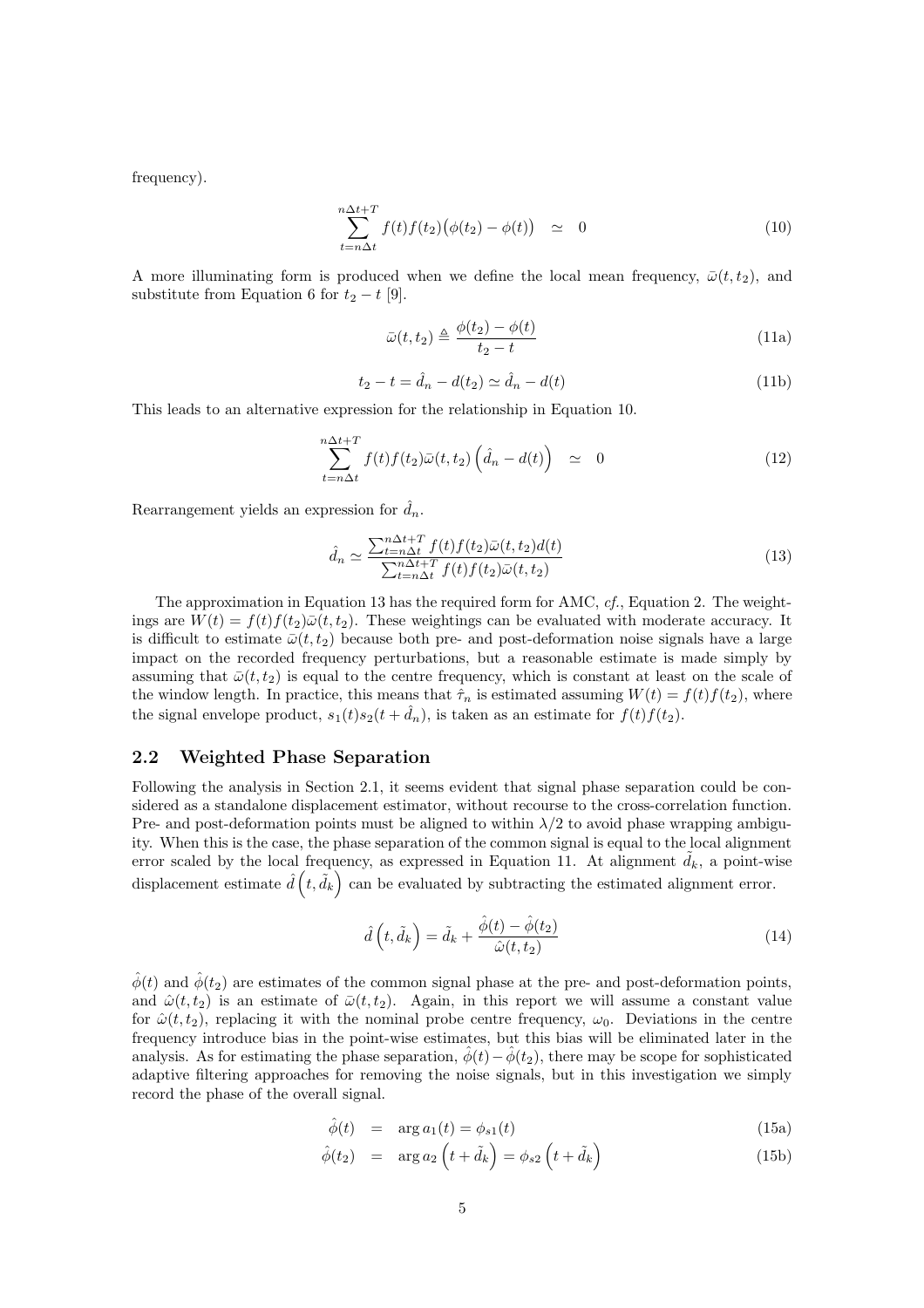frequency).

$$\sum_{t=n\Delta t}^{n\Delta t+T} f(t)f(t_2)\big(\phi(t_2)-\phi(t)\big) \quad \simeq \quad 0 \tag{10}$$

A more illuminating form is produced when we define the local mean frequency, $\bar{\omega}(t, t_2)$, and substitute from Equation 6 for $t_2 - t$ [9].

$$\bar{\omega}(t,t_2) \triangleq \frac{\phi(t_2)-\phi(t)}{t_2-t} \tag{11a}$$

$$t_2 - t = \hat{d}_n - d(t_2) \simeq \hat{d}_n - d(t) \tag{11b}$$

This leads to an alternative expression for the relationship in Equation 10.

$$\sum_{t=n\Delta t}^{n\Delta t+T} f(t)f(t_2)\bar{\omega}(t,t_2)\left(\hat{d}_n - d(t)\right) \quad \simeq \quad 0 \tag{12}$$

Rearrangement yields an expression for $\hat{d}_n$.

$$\hat{d}_n \simeq \frac{\sum_{t=n\Delta t}^{n\Delta t+T} f(t)f(t_2)\bar{\omega}(t,t_2)d(t)}{\sum_{t=n\Delta t}^{n\Delta t+T} f(t)f(t_2)\bar{\omega}(t,t_2)} \tag{13}$$

The approximation in Equation 13 has the required form for AMC, *cf.*, Equation 2. The weightings are $W(t) = f(t)f(t_2)\bar{\omega}(t,t_2)$. These weightings can be evaluated with moderate accuracy. It is difficult to estimate $\bar{\omega}(t,t_2)$ because both pre- and post-deformation noise signals have a large impact on the recorded frequency perturbations, but a reasonable estimate is made simply by assuming that $\bar{\omega}(t,t_2)$ is equal to the centre frequency, which is constant at least on the scale of the window length. In practice, this means that $\hat{\tau}_n$ is estimated assuming $W(t) = f(t)f(t_2)$, where the signal envelope product, $s_1(t)s_2(t+\hat{d}_n)$, is taken as an estimate for $f(t)f(t_2)$.

## 2.2 Weighted Phase Separation

Following the analysis in Section 2.1, it seems evident that signal phase separation could be considered as a standalone displacement estimator, without recourse to the cross-correlation function. Pre- and post-deformation points must be aligned to within $\lambda/2$ to avoid phase wrapping ambiguity. When this is the case, the phase separation of the common signal is equal to the local alignment error scaled by the local frequency, as expressed in Equation 11. At alignment $\tilde{d}_k$, a point-wise displacement estimate $\hat{d}\left(t, \tilde{d}_k\right)$ can be evaluated by subtracting the estimated alignment error.

$$\hat{d}\left(t,\tilde{d}_k\right) = \tilde{d}_k + \frac{\hat{\phi}(t)-\hat{\phi}(t_2)}{\hat{\omega}(t,t_2)} \tag{14}$$

$\hat{\phi}(t)$ and $\hat{\phi}(t_2)$ are estimates of the common signal phase at the pre- and post-deformation points, and $\hat{\omega}(t,t_2)$ is an estimate of $\bar{\omega}(t,t_2)$. Again, in this report we will assume a constant value for $\hat{\omega}(t,t_2)$, replacing it with the nominal probe centre frequency, $\omega_0$. Deviations in the centre frequency introduce bias in the point-wise estimates, but this bias will be eliminated later in the analysis. As for estimating the phase separation, $\hat{\phi}(t)-\hat{\phi}(t_2)$, there may be scope for sophisticated adaptive filtering approaches for removing the noise signals, but in this investigation we simply record the phase of the overall signal.

$$\hat{\phi}(t) \quad = \quad \arg a_1(t) = \phi_{s1}(t) \tag{15a}$$

$$\hat{\phi}(t_2) \quad = \quad \arg a_2\left(t+\tilde{d}_k\right) = \phi_{s2}\left(t+\tilde{d}_k\right) \tag{15b}$$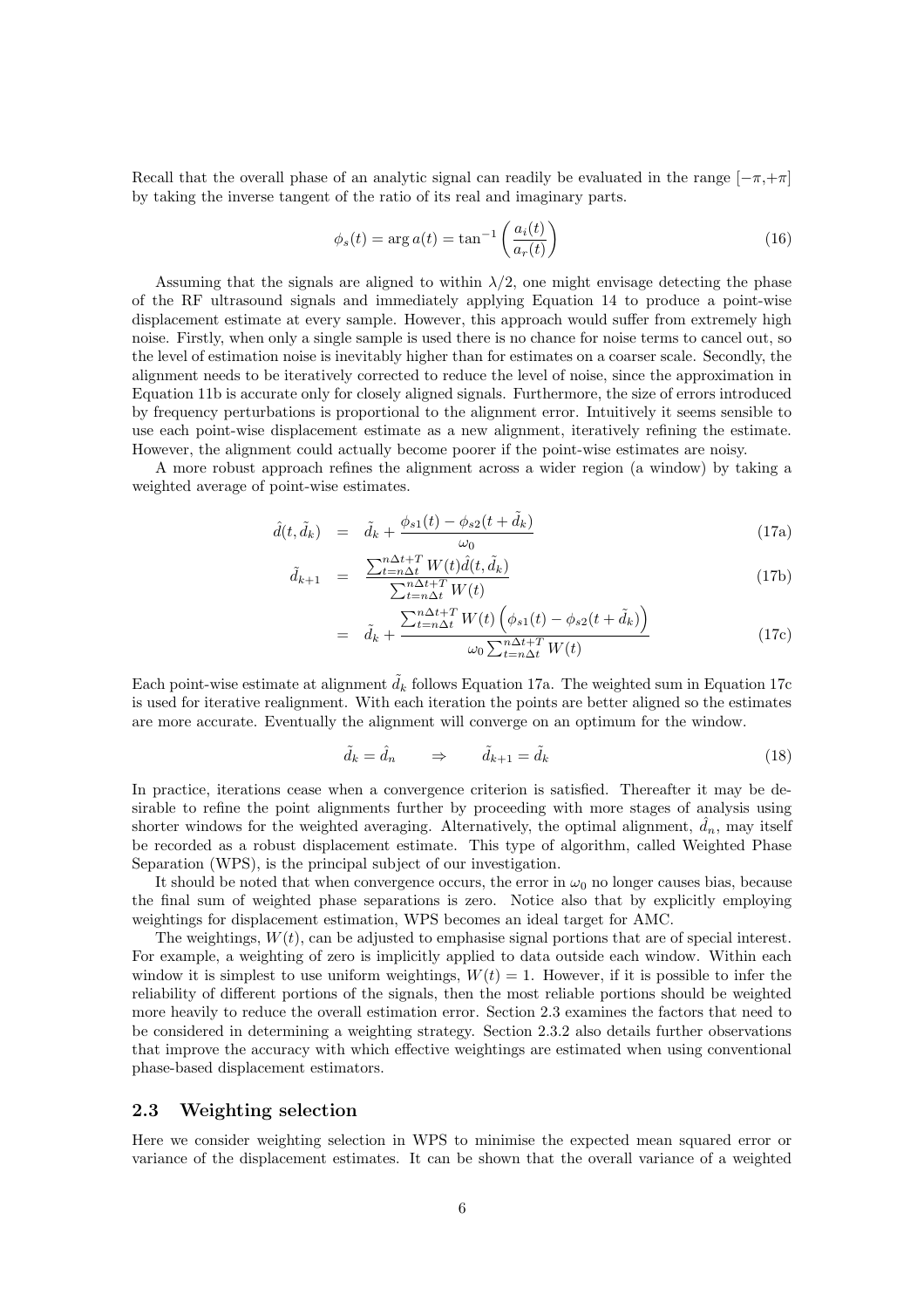Recall that the overall phase of an analytic signal can readily be evaluated in the range $[-\pi,+\pi]$ by taking the inverse tangent of the ratio of its real and imaginary parts.

$$\phi_s(t) = \arg a(t) = \tan^{-1}\left(\frac{a_i(t)}{a_r(t)}\right) \tag{16}$$

Assuming that the signals are aligned to within $\lambda/2$, one might envisage detecting the phase of the RF ultrasound signals and immediately applying Equation 14 to produce a point-wise displacement estimate at every sample. However, this approach would suffer from extremely high noise. Firstly, when only a single sample is used there is no chance for noise terms to cancel out, so the level of estimation noise is inevitably higher than for estimates on a coarser scale. Secondly, the alignment needs to be iteratively corrected to reduce the level of noise, since the approximation in Equation 11b is accurate only for closely aligned signals. Furthermore, the size of errors introduced by frequency perturbations is proportional to the alignment error. Intuitively it seems sensible to use each point-wise displacement estimate as a new alignment, iteratively refining the estimate. However, the alignment could actually become poorer if the point-wise estimates are noisy.

A more robust approach refines the alignment across a wider region (a window) by taking a weighted average of point-wise estimates.

$$\hat{d}(t,\tilde{d}_k) = \tilde{d}_k + \frac{\phi_{s1}(t) - \phi_{s2}(t+\tilde{d}_k)}{\omega_0} \tag{17a}$$

$$\tilde{d}_{k+1} = \frac{\sum_{t=n\Delta t}^{n\Delta t+T} W(t)\hat{d}(t,\tilde{d}_k)}{\sum_{t=n\Delta t}^{n\Delta t+T} W(t)} \tag{17b}$$

$$= \tilde{d}_k + \frac{\sum_{t=n\Delta t}^{n\Delta t+T} W(t)\left(\phi_{s1}(t) - \phi_{s2}(t+\tilde{d}_k)\right)}{\omega_0 \sum_{t=n\Delta t}^{n\Delta t+T} W(t)} \tag{17c}$$

Each point-wise estimate at alignment $\tilde{d}_k$ follows Equation 17a. The weighted sum in Equation 17c is used for iterative realignment. With each iteration the points are better aligned so the estimates are more accurate. Eventually the alignment will converge on an optimum for the window.

$$\tilde{d}_k = \hat{d}_n \qquad \Rightarrow \qquad \tilde{d}_{k+1} = \tilde{d}_k \tag{18}$$

In practice, iterations cease when a convergence criterion is satisfied. Thereafter it may be desirable to refine the point alignments further by proceeding with more stages of analysis using shorter windows for the weighted averaging. Alternatively, the optimal alignment, $\hat{d}_n$, may itself be recorded as a robust displacement estimate. This type of algorithm, called Weighted Phase Separation (WPS), is the principal subject of our investigation.

It should be noted that when convergence occurs, the error in $\omega_0$ no longer causes bias, because the final sum of weighted phase separations is zero. Notice also that by explicitly employing weightings for displacement estimation, WPS becomes an ideal target for AMC.

The weightings, $W(t)$, can be adjusted to emphasise signal portions that are of special interest. For example, a weighting of zero is implicitly applied to data outside each window. Within each window it is simplest to use uniform weightings, $W(t) = 1$. However, if it is possible to infer the reliability of different portions of the signals, then the most reliable portions should be weighted more heavily to reduce the overall estimation error. Section 2.3 examines the factors that need to be considered in determining a weighting strategy. Section 2.3.2 also details further observations that improve the accuracy with which effective weightings are estimated when using conventional phase-based displacement estimators.

## 2.3 Weighting selection

Here we consider weighting selection in WPS to minimise the expected mean squared error or variance of the displacement estimates. It can be shown that the overall variance of a weighted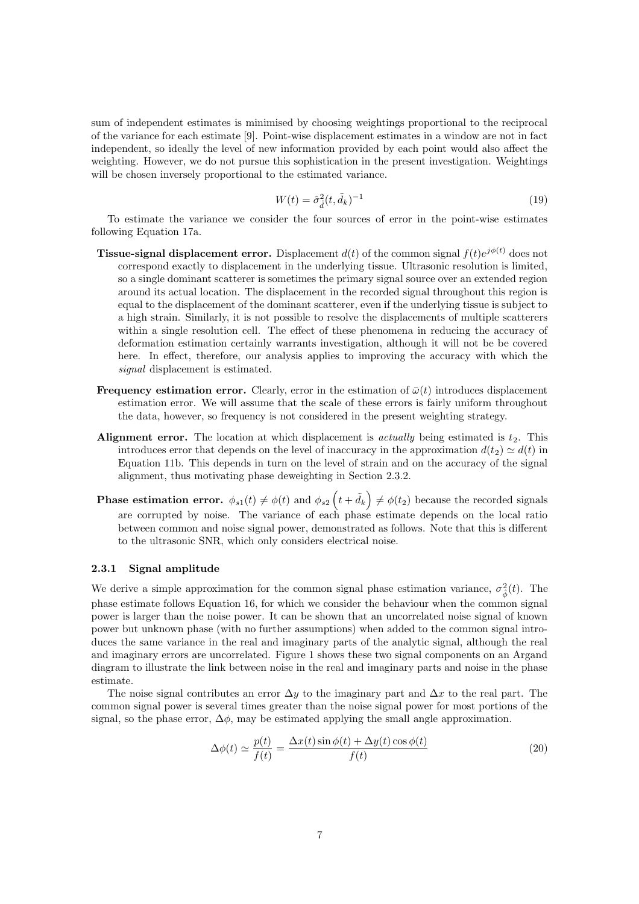sum of independent estimates is minimised by choosing weightings proportional to the reciprocal of the variance for each estimate [9]. Point-wise displacement estimates in a window are not in fact independent, so ideally the level of new information provided by each point would also affect the weighting. However, we do not pursue this sophistication in the present investigation. Weightings will be chosen inversely proportional to the estimated variance.

$$W(t) = \hat{\sigma}^2_{\tilde{d}}(t, \tilde{d}_k)^{-1} \tag{19}$$

To estimate the variance we consider the four sources of error in the point-wise estimates following Equation 17a.

- **Tissue-signal displacement error.** Displacement $d(t)$ of the common signal $f(t)e^{j\phi(t)}$ does not correspond exactly to displacement in the underlying tissue. Ultrasonic resolution is limited, so a single dominant scatterer is sometimes the primary signal source over an extended region around its actual location. The displacement in the recorded signal throughout this region is equal to the displacement of the dominant scatterer, even if the underlying tissue is subject to a high strain. Similarly, it is not possible to resolve the displacements of multiple scatterers within a single resolution cell. The effect of these phenomena in reducing the accuracy of deformation estimation certainly warrants investigation, although it will not be be covered here. In effect, therefore, our analysis applies to improving the accuracy with which the *signal* displacement is estimated.
- **Frequency estimation error.** Clearly, error in the estimation of $\bar{\omega}(t)$ introduces displacement estimation error. We will assume that the scale of these errors is fairly uniform throughout the data, however, so frequency is not considered in the present weighting strategy.
- **Alignment error.** The location at which displacement is *actually* being estimated is $t_2$. This introduces error that depends on the level of inaccuracy in the approximation $d(t_2) \simeq d(t)$ in Equation 11b. This depends in turn on the level of strain and on the accuracy of the signal alignment, thus motivating phase deweighting in Section 2.3.2.
- **Phase estimation error.** $\phi_{s1}(t) \neq \phi(t)$ and $\phi_{s2}\left(t + \tilde{d}_k\right) \neq \phi(t_2)$ because the recorded signals are corrupted by noise. The variance of each phase estimate depends on the local ratio between common and noise signal power, demonstrated as follows. Note that this is different to the ultrasonic SNR, which only considers electrical noise.

### 2.3.1 Signal amplitude

We derive a simple approximation for the common signal phase estimation variance, $\sigma^2_{\tilde{\phi}}(t)$. The phase estimate follows Equation 16, for which we consider the behaviour when the common signal power is larger than the noise power. It can be shown that an uncorrelated noise signal of known power but unknown phase (with no further assumptions) when added to the common signal introduces the same variance in the real and imaginary parts of the analytic signal, although the real and imaginary errors are uncorrelated. Figure 1 shows these two signal components on an Argand diagram to illustrate the link between noise in the real and imaginary parts and noise in the phase estimate.

The noise signal contributes an error $\Delta y$ to the imaginary part and $\Delta x$ to the real part. The common signal power is several times greater than the noise signal power for most portions of the signal, so the phase error, $\Delta\phi$, may be estimated applying the small angle approximation.

$$\Delta\phi(t) \simeq \frac{p(t)}{f(t)} = \frac{\Delta x(t)\sin\phi(t) + \Delta y(t)\cos\phi(t)}{f(t)} \tag{20}$$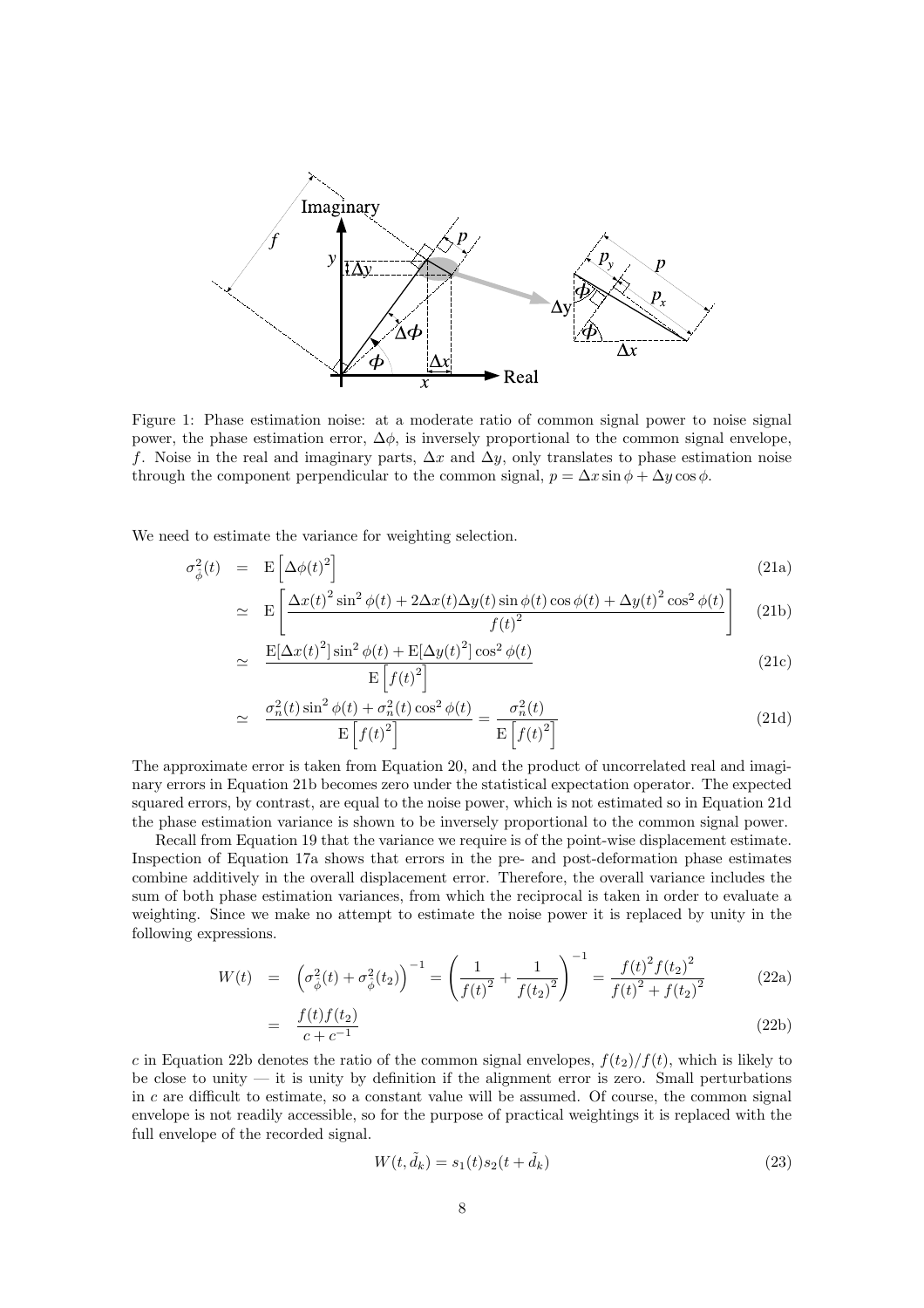Figure 1: Phase estimation noise: at a moderate ratio of common signal power to noise signal power, the phase estimation error, $\Delta\phi$, is inversely proportional to the common signal envelope, $f$. Noise in the real and imaginary parts, $\Delta x$ and $\Delta y$, only translates to phase estimation noise through the component perpendicular to the common signal, $p = \Delta x \sin\phi + \Delta y \cos\phi$.

We need to estimate the variance for weighting selection.

$$
\begin{aligned}
\sigma^2_{\hat{\phi}}(t) &= \mathrm{E}\left[\Delta\phi(t)^2\right] && \text{(21a)}\\
&\simeq \mathrm{E}\left[\frac{\Delta x(t)^2 \sin^2\phi(t) + 2\Delta x(t)\Delta y(t)\sin\phi(t)\cos\phi(t) + \Delta y(t)^2\cos^2\phi(t)}{f(t)^2}\right] && \text{(21b)}\\
&\simeq \frac{\mathrm{E}[\Delta x(t)^2]\sin^2\phi(t) + \mathrm{E}[\Delta y(t)^2]\cos^2\phi(t)}{\mathrm{E}\left[f(t)^2\right]} && \text{(21c)}\\
&\simeq \frac{\sigma_n^2(t)\sin^2\phi(t) + \sigma_n^2(t)\cos^2\phi(t)}{\mathrm{E}\left[f(t)^2\right]} = \frac{\sigma_n^2(t)}{\mathrm{E}\left[f(t)^2\right]} && \text{(21d)}
\end{aligned}
$$

The approximate error is taken from Equation 20, and the product of uncorrelated real and imaginary errors in Equation 21b becomes zero under the statistical expectation operator. The expected squared errors, by contrast, are equal to the noise power, which is not estimated so in Equation 21d the phase estimation variance is shown to be inversely proportional to the common signal power.

Recall from Equation 19 that the variance we require is of the point-wise displacement estimate. Inspection of Equation 17a shows that errors in the pre- and post-deformation phase estimates combine additively in the overall displacement error. Therefore, the overall variance includes the sum of both phase estimation variances, from which the reciprocal is taken in order to evaluate a weighting. Since we make no attempt to estimate the noise power it is replaced by unity in the following expressions.

$$
\begin{aligned}
W(t) &= \left(\sigma^2_{\hat{\phi}}(t) + \sigma^2_{\hat{\phi}}(t_2)\right)^{-1} = \left(\frac{1}{f(t)^2} + \frac{1}{f(t_2)^2}\right)^{-1} = \frac{f(t)^2 f(t_2)^2}{f(t)^2 + f(t_2)^2} && \text{(22a)}\\
&= \frac{f(t)f(t_2)}{c + c^{-1}} && \text{(22b)}
\end{aligned}
$$

$c$ in Equation 22b denotes the ratio of the common signal envelopes, $f(t_2)/f(t)$, which is likely to be close to unity — it is unity by definition if the alignment error is zero. Small perturbations in $c$ are difficult to estimate, so a constant value will be assumed. Of course, the common signal envelope is not readily accessible, so for the purpose of practical weightings it is replaced with the full envelope of the recorded signal.

$$
W(t, \tilde{d}_k) = s_1(t)s_2(t + \tilde{d}_k) \tag{23}
$$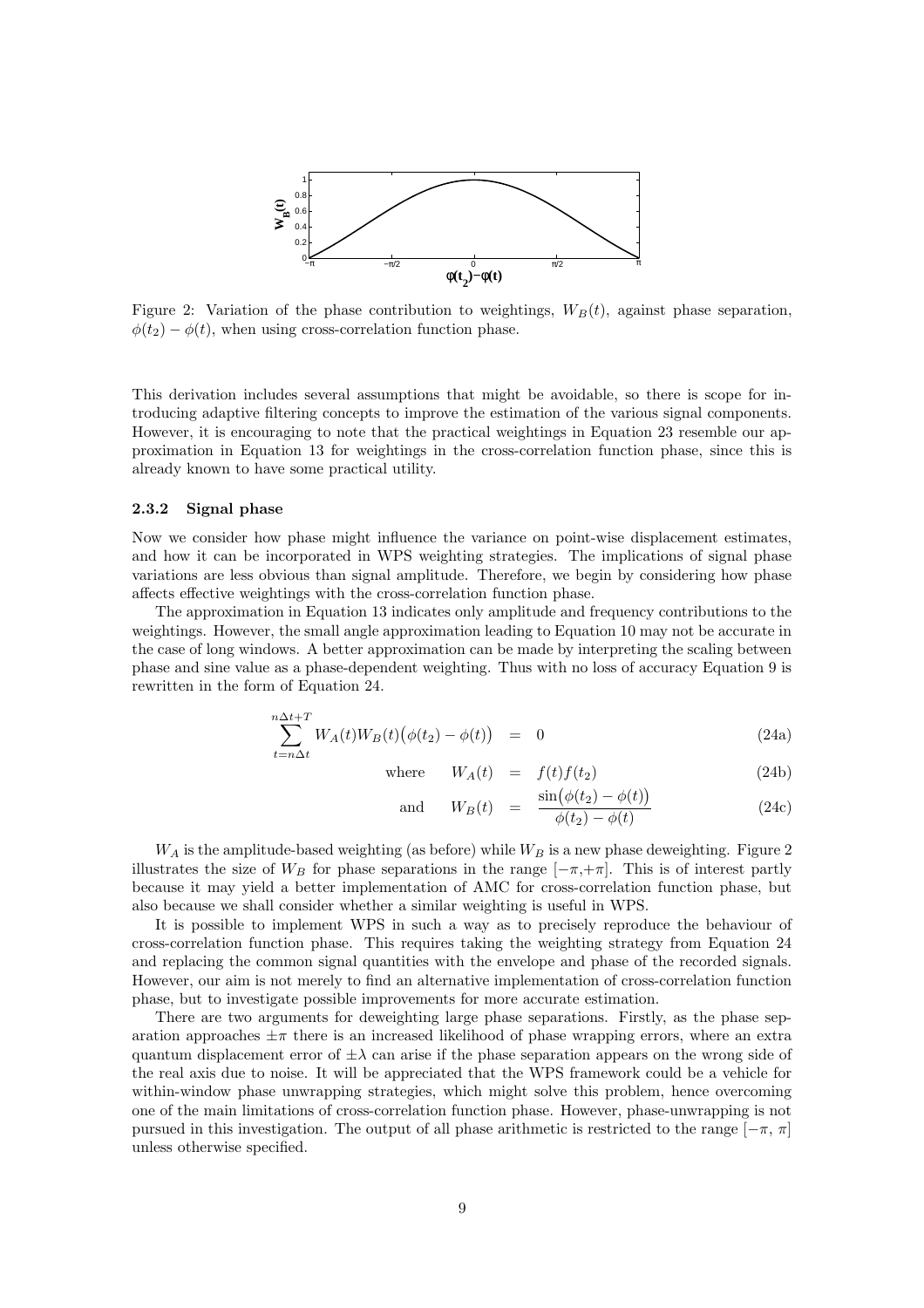Figure 2: Variation of the phase contribution to weightings, $W_B(t)$, against phase separation, $\phi(t_2) - \phi(t)$, when using cross-correlation function phase.

This derivation includes several assumptions that might be avoidable, so there is scope for introducing adaptive filtering concepts to improve the estimation of the various signal components. However, it is encouraging to note that the practical weightings in Equation 23 resemble our approximation in Equation 13 for weightings in the cross-correlation function phase, since this is already known to have some practical utility.

### 2.3.2 Signal phase

Now we consider how phase might influence the variance on point-wise displacement estimates, and how it can be incorporated in WPS weighting strategies. The implications of signal phase variations are less obvious than signal amplitude. Therefore, we begin by considering how phase affects effective weightings with the cross-correlation function phase.

The approximation in Equation 13 indicates only amplitude and frequency contributions to the weightings. However, the small angle approximation leading to Equation 10 may not be accurate in the case of long windows. A better approximation can be made by interpreting the scaling between phase and sine value as a phase-dependent weighting. Thus with no loss of accuracy Equation 9 is rewritten in the form of Equation 24.

$$\sum_{t=n\Delta t}^{n\Delta t+T} W_A(t) W_B(t) \big(\phi(t_2) - \phi(t)\big) = 0 \tag{24a}$$

$$\text{where} \quad W_A(t) = f(t) f(t_2) \tag{24b}$$

$$\text{and} \quad W_B(t) = \frac{\sin\big(\phi(t_2) - \phi(t)\big)}{\phi(t_2) - \phi(t)} \tag{24c}$$

$W_A$ is the amplitude-based weighting (as before) while $W_B$ is a new phase deweighting. Figure 2 illustrates the size of $W_B$ for phase separations in the range $[-\pi, +\pi]$. This is of interest partly because it may yield a better implementation of AMC for cross-correlation function phase, but also because we shall consider whether a similar weighting is useful in WPS.

It is possible to implement WPS in such a way as to precisely reproduce the behaviour of cross-correlation function phase. This requires taking the weighting strategy from Equation 24 and replacing the common signal quantities with the envelope and phase of the recorded signals. However, our aim is not merely to find an alternative implementation of cross-correlation function phase, but to investigate possible improvements for more accurate estimation.

There are two arguments for deweighting large phase separations. Firstly, as the phase separation approaches $\pm\pi$ there is an increased likelihood of phase wrapping errors, where an extra quantum displacement error of $\pm\lambda$ can arise if the phase separation appears on the wrong side of the real axis due to noise. It will be appreciated that the WPS framework could be a vehicle for within-window phase unwrapping strategies, which might solve this problem, hence overcoming one of the main limitations of cross-correlation function phase. However, phase-unwrapping is not pursued in this investigation. The output of all phase arithmetic is restricted to the range $[-\pi, \pi]$ unless otherwise specified.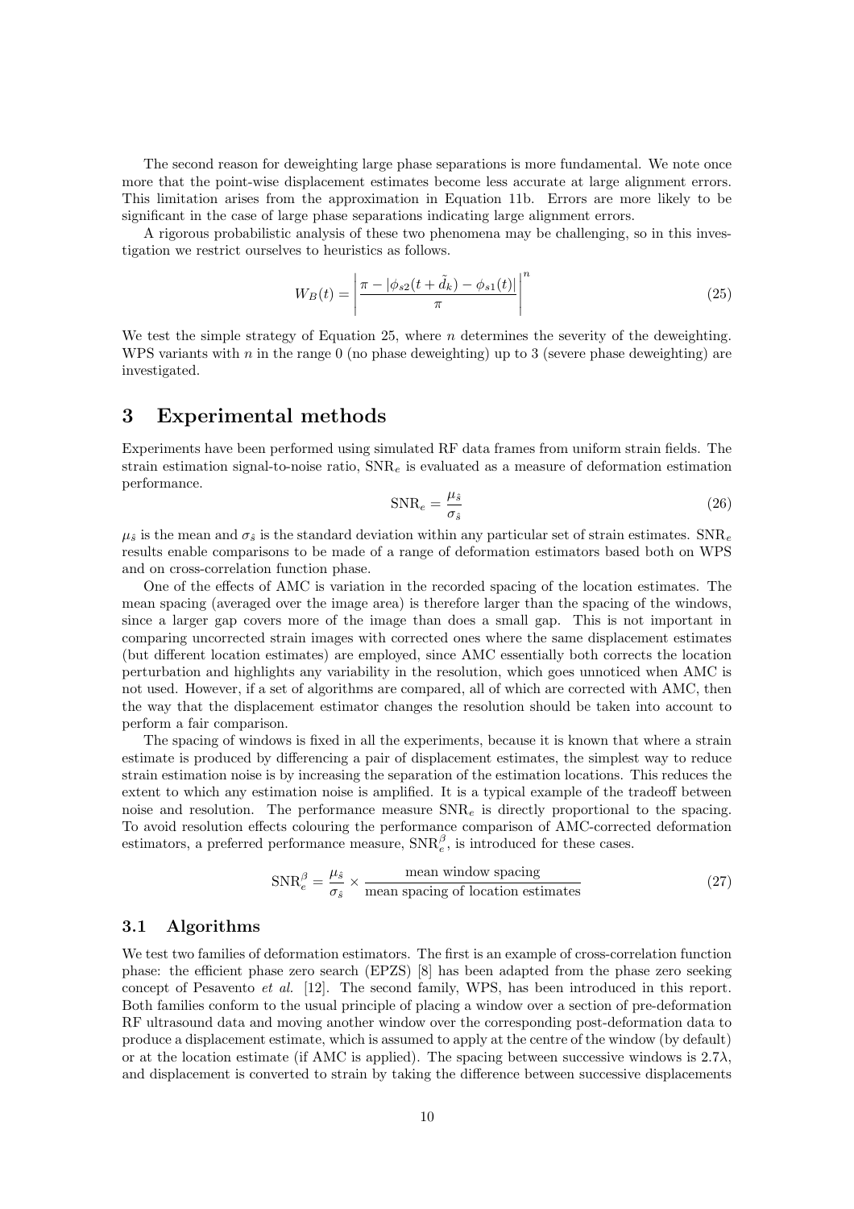The second reason for deweighting large phase separations is more fundamental. We note once more that the point-wise displacement estimates become less accurate at large alignment errors. This limitation arises from the approximation in Equation 11b. Errors are more likely to be significant in the case of large phase separations indicating large alignment errors.

A rigorous probabilistic analysis of these two phenomena may be challenging, so in this investigation we restrict ourselves to heuristics as follows.

$$W_B(t) = \left| \frac{\pi - |\phi_{s2}(t + \tilde{d}_k) - \phi_{s1}(t)|}{\pi} \right|^n \tag{25}$$

We test the simple strategy of Equation 25, where $n$ determines the severity of the deweighting. WPS variants with $n$ in the range 0 (no phase deweighting) up to 3 (severe phase deweighting) are investigated.

# 3 Experimental methods

Experiments have been performed using simulated RF data frames from uniform strain fields. The strain estimation signal-to-noise ratio, $\mathrm{SNR}_e$ is evaluated as a measure of deformation estimation performance.

$$\mathrm{SNR}_e = \frac{\mu_{\hat{s}}}{\sigma_{\hat{s}}} \tag{26}$$

$\mu_{\hat{s}}$ is the mean and $\sigma_{\hat{s}}$ is the standard deviation within any particular set of strain estimates. $\mathrm{SNR}_e$ results enable comparisons to be made of a range of deformation estimators based both on WPS and on cross-correlation function phase.

One of the effects of AMC is variation in the recorded spacing of the location estimates. The mean spacing (averaged over the image area) is therefore larger than the spacing of the windows, since a larger gap covers more of the image than does a small gap. This is not important in comparing uncorrected strain images with corrected ones where the same displacement estimates (but different location estimates) are employed, since AMC essentially both corrects the location perturbation and highlights any variability in the resolution, which goes unnoticed when AMC is not used. However, if a set of algorithms are compared, all of which are corrected with AMC, then the way that the displacement estimator changes the resolution should be taken into account to perform a fair comparison.

The spacing of windows is fixed in all the experiments, because it is known that where a strain estimate is produced by differencing a pair of displacement estimates, the simplest way to reduce strain estimation noise is by increasing the separation of the estimation locations. This reduces the extent to which any estimation noise is amplified. It is a typical example of the tradeoff between noise and resolution. The performance measure $\mathrm{SNR}_e$ is directly proportional to the spacing. To avoid resolution effects colouring the performance comparison of AMC-corrected deformation estimators, a preferred performance measure, $\mathrm{SNR}_e^{\beta}$, is introduced for these cases.

$$\mathrm{SNR}_e^{\beta} = \frac{\mu_{\hat{s}}}{\sigma_{\hat{s}}} \times \frac{\text{mean window spacing}}{\text{mean spacing of location estimates}} \tag{27}$$

## 3.1 Algorithms

We test two families of deformation estimators. The first is an example of cross-correlation function phase: the efficient phase zero search (EPZS) [8] has been adapted from the phase zero seeking concept of Pesavento *et al.* [12]. The second family, WPS, has been introduced in this report. Both families conform to the usual principle of placing a window over a section of pre-deformation RF ultrasound data and moving another window over the corresponding post-deformation data to produce a displacement estimate, which is assumed to apply at the centre of the window (by default) or at the location estimate (if AMC is applied). The spacing between successive windows is $2.7\lambda$, and displacement is converted to strain by taking the difference between successive displacements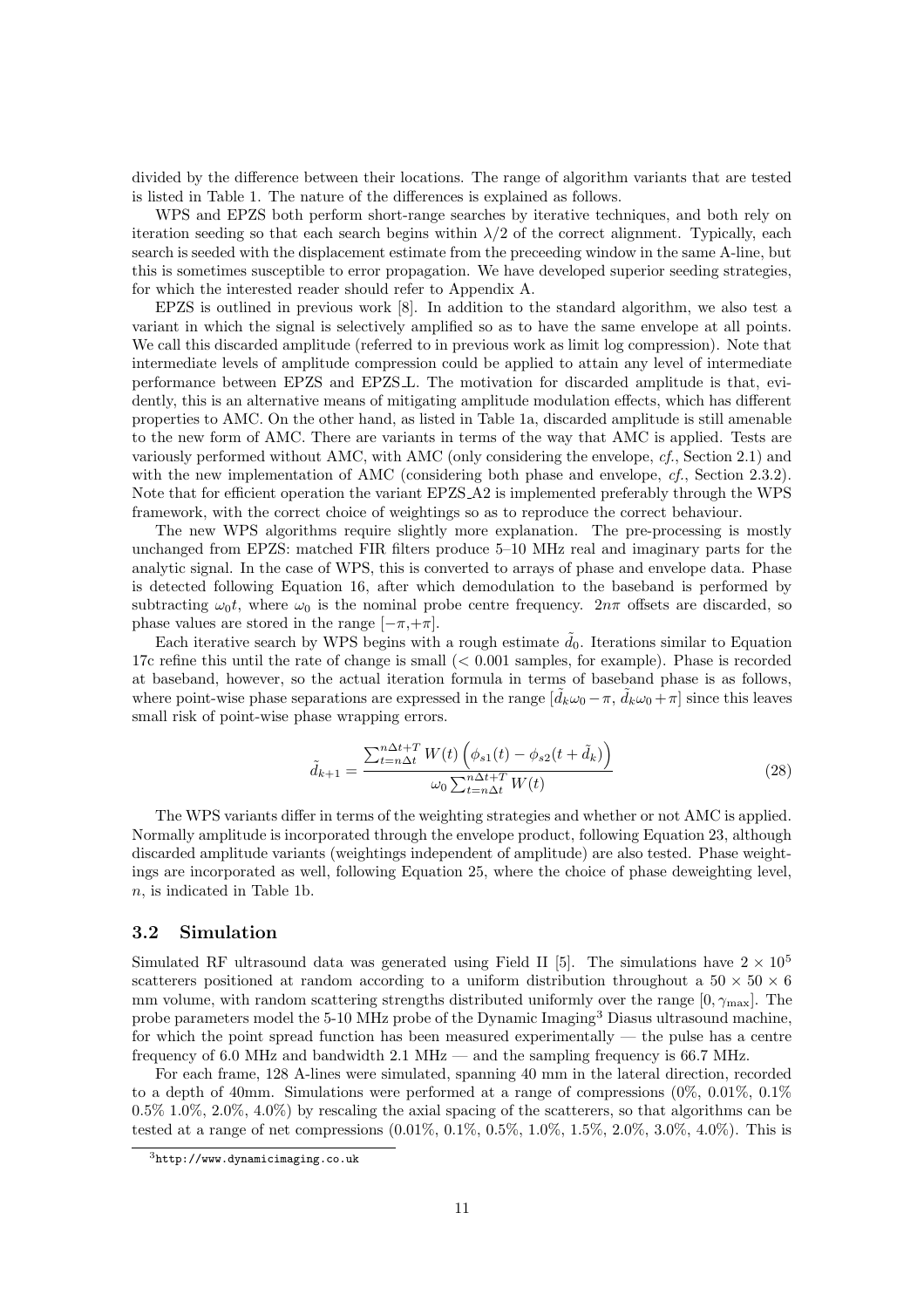divided by the difference between their locations. The range of algorithm variants that are tested is listed in Table 1. The nature of the differences is explained as follows.

WPS and EPZS both perform short-range searches by iterative techniques, and both rely on iteration seeding so that each search begins within $\lambda/2$ of the correct alignment. Typically, each search is seeded with the displacement estimate from the preceeding window in the same A-line, but this is sometimes susceptible to error propagation. We have developed superior seeding strategies, for which the interested reader should refer to Appendix A.

EPZS is outlined in previous work [8]. In addition to the standard algorithm, we also test a variant in which the signal is selectively amplified so as to have the same envelope at all points. We call this discarded amplitude (referred to in previous work as limit log compression). Note that intermediate levels of amplitude compression could be applied to attain any level of intermediate performance between EPZS and EPZS_L. The motivation for discarded amplitude is that, evidently, this is an alternative means of mitigating amplitude modulation effects, which has different properties to AMC. On the other hand, as listed in Table 1a, discarded amplitude is still amenable to the new form of AMC. There are variants in terms of the way that AMC is applied. Tests are variously performed without AMC, with AMC (only considering the envelope, *cf.*, Section 2.1) and with the new implementation of AMC (considering both phase and envelope, *cf.*, Section 2.3.2). Note that for efficient operation the variant EPZS_A2 is implemented preferably through the WPS framework, with the correct choice of weightings so as to reproduce the correct behaviour.

The new WPS algorithms require slightly more explanation. The pre-processing is mostly unchanged from EPZS: matched FIR filters produce 5–10 MHz real and imaginary parts for the analytic signal. In the case of WPS, this is converted to arrays of phase and envelope data. Phase is detected following Equation 16, after which demodulation to the baseband is performed by subtracting $\omega_0 t$, where $\omega_0$ is the nominal probe centre frequency. $2n\pi$ offsets are discarded, so phase values are stored in the range $[-\pi,+\pi]$.

Each iterative search by WPS begins with a rough estimate $\tilde{d}_0$. Iterations similar to Equation 17c refine this until the rate of change is small ($< 0.001$ samples, for example). Phase is recorded at baseband, however, so the actual iteration formula in terms of baseband phase is as follows, where point-wise phase separations are expressed in the range $[\tilde{d}_k\omega_0 - \pi,\ \tilde{d}_k\omega_0 + \pi]$ since this leaves small risk of point-wise phase wrapping errors.

$$\tilde{d}_{k+1} = \frac{\sum_{t=n\Delta t}^{n\Delta t+T} W(t)\left(\phi_{s1}(t) - \phi_{s2}(t+\tilde{d}_k)\right)}{\omega_0 \sum_{t=n\Delta t}^{n\Delta t+T} W(t)} \tag{28}$$

The WPS variants differ in terms of the weighting strategies and whether or not AMC is applied. Normally amplitude is incorporated through the envelope product, following Equation 23, although discarded amplitude variants (weightings independent of amplitude) are also tested. Phase weightings are incorporated as well, following Equation 25, where the choice of phase deweighting level, $n$, is indicated in Table 1b.

### 3.2 Simulation

Simulated RF ultrasound data was generated using Field II [5]. The simulations have $2 \times 10^5$ scatterers positioned at random according to a uniform distribution throughout a $50 \times 50 \times 6$ mm volume, with random scattering strengths distributed uniformly over the range $[0, \gamma_{\max}]$. The probe parameters model the 5-10 MHz probe of the Dynamic Imaging[3] Diasus ultrasound machine, for which the point spread function has been measured experimentally — the pulse has a centre frequency of 6.0 MHz and bandwidth 2.1 MHz — and the sampling frequency is 66.7 MHz.

For each frame, 128 A-lines were simulated, spanning 40 mm in the lateral direction, recorded to a depth of 40mm. Simulations were performed at a range of compressions (0%, 0.01%, 0.1% 0.5% 1.0%, 2.0%, 4.0%) by rescaling the axial spacing of the scatterers, so that algorithms can be tested at a range of net compressions (0.01%, 0.1%, 0.5%, 1.0%, 1.5%, 2.0%, 3.0%, 4.0%). This is

[3] http://www.dynamicimaging.co.uk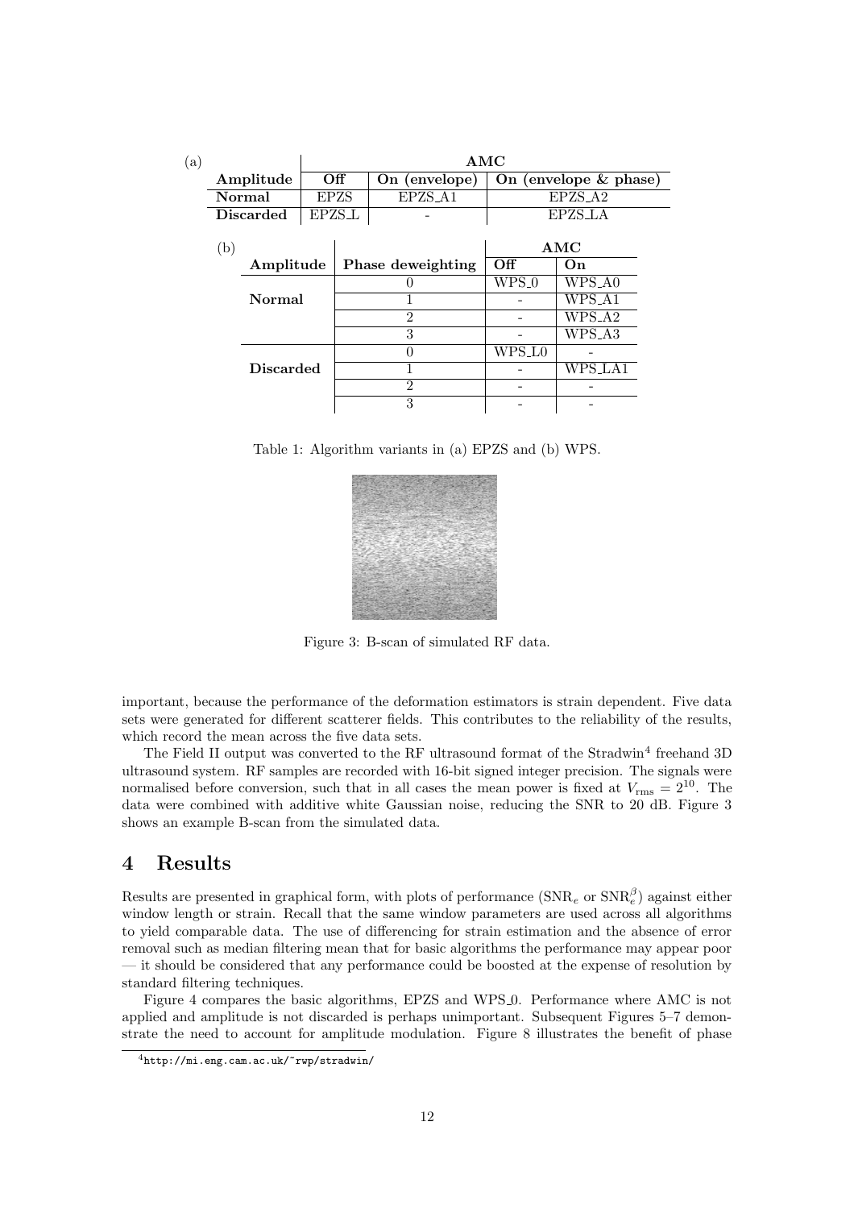(a)

| | AMC | | |
|---|---|---|---|
| **Amplitude** | **Off** | **On (envelope)** | **On (envelope & phase)** |
| **Normal** | EPZS | EPZS_A1 | EPZS_A2 |
| **Discarded** | EPZS_L | - | EPZS_LA |

(b)

| | | AMC | |
|---|---|---|---|
| **Amplitude** | **Phase deweighting** | **Off** | **On** |
| **Normal** | 0 | WPS_0 | WPS_A0 |
| | 1 | - | WPS_A1 |
| | 2 | - | WPS_A2 |
| | 3 | - | WPS_A3 |
| **Discarded** | 0 | WPS_L0 | - |
| | 1 | - | WPS_LA1 |
| | 2 | - | - |
| | 3 | - | - |

Table 1: Algorithm variants in (a) EPZS and (b) WPS.

Figure 3: B-scan of simulated RF data.

important, because the performance of the deformation estimators is strain dependent. Five data sets were generated for different scatterer fields. This contributes to the reliability of the results, which record the mean across the five data sets.

The Field II output was converted to the RF ultrasound format of the Stradwin[4] freehand 3D ultrasound system. RF samples are recorded with 16-bit signed integer precision. The signals were normalised before conversion, such that in all cases the mean power is fixed at $V_{\mathrm{rms}} = 2^{10}$. The data were combined with additive white Gaussian noise, reducing the SNR to 20 dB. Figure 3 shows an example B-scan from the simulated data.

# 4 Results

Results are presented in graphical form, with plots of performance ($\mathrm{SNR}_e$ or $\mathrm{SNR}_e^{\beta}$) against either window length or strain. Recall that the same window parameters are used across all algorithms to yield comparable data. The use of differencing for strain estimation and the absence of error removal such as median filtering mean that for basic algorithms the performance may appear poor — it should be considered that any performance could be boosted at the expense of resolution by standard filtering techniques.

Figure 4 compares the basic algorithms, EPZS and WPS_0. Performance where AMC is not applied and amplitude is not discarded is perhaps unimportant. Subsequent Figures 5–7 demonstrate the need to account for amplitude modulation. Figure 8 illustrates the benefit of phase

[4] http://mi.eng.cam.ac.uk/~rwp/stradwin/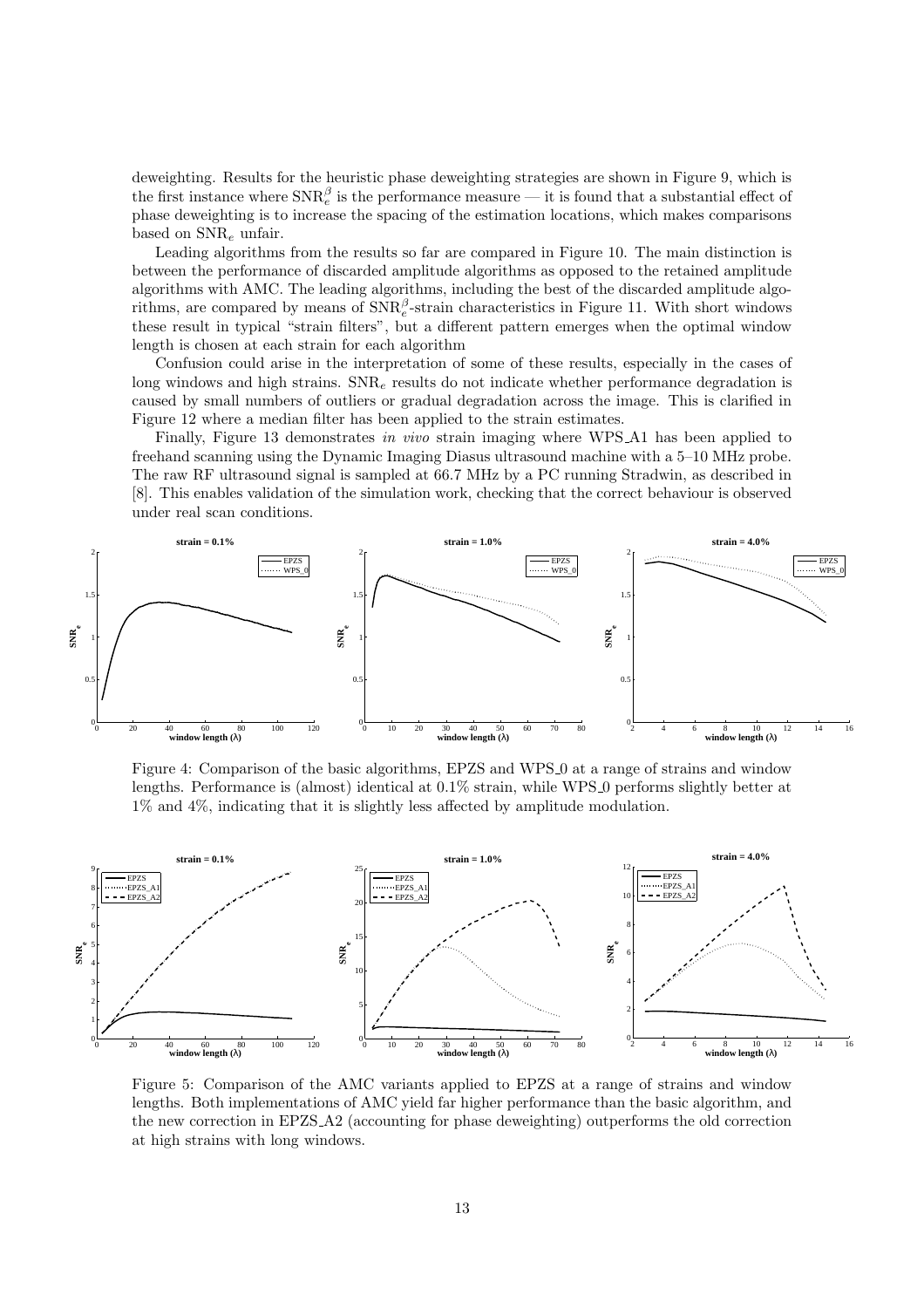deweighting. Results for the heuristic phase deweighting strategies are shown in Figure 9, which is the first instance where $\mathrm{SNR}_e^\beta$ is the performance measure — it is found that a substantial effect of phase deweighting is to increase the spacing of the estimation locations, which makes comparisons based on $\mathrm{SNR}_e$ unfair.

Leading algorithms from the results so far are compared in Figure 10. The main distinction is between the performance of discarded amplitude algorithms as opposed to the retained amplitude algorithms with AMC. The leading algorithms, including the best of the discarded amplitude algorithms, are compared by means of $\mathrm{SNR}_e^\beta$-strain characteristics in Figure 11. With short windows these result in typical "strain filters", but a different pattern emerges when the optimal window length is chosen at each strain for each algorithm

Confusion could arise in the interpretation of some of these results, especially in the cases of long windows and high strains. $\mathrm{SNR}_e$ results do not indicate whether performance degradation is caused by small numbers of outliers or gradual degradation across the image. This is clarified in Figure 12 where a median filter has been applied to the strain estimates.

Finally, Figure 13 demonstrates *in vivo* strain imaging where WPS_A1 has been applied to freehand scanning using the Dynamic Imaging Diasus ultrasound machine with a 5–10 MHz probe. The raw RF ultrasound signal is sampled at 66.7 MHz by a PC running Stradwin, as described in [8]. This enables validation of the simulation work, checking that the correct behaviour is observed under real scan conditions.

Figure 4: Comparison of the basic algorithms, EPZS and WPS_0 at a range of strains and window lengths. Performance is (almost) identical at 0.1% strain, while WPS_0 performs slightly better at 1% and 4%, indicating that it is slightly less affected by amplitude modulation.

Figure 5: Comparison of the AMC variants applied to EPZS at a range of strains and window lengths. Both implementations of AMC yield far higher performance than the basic algorithm, and the new correction in EPZS_A2 (accounting for phase deweighting) outperforms the old correction at high strains with long windows.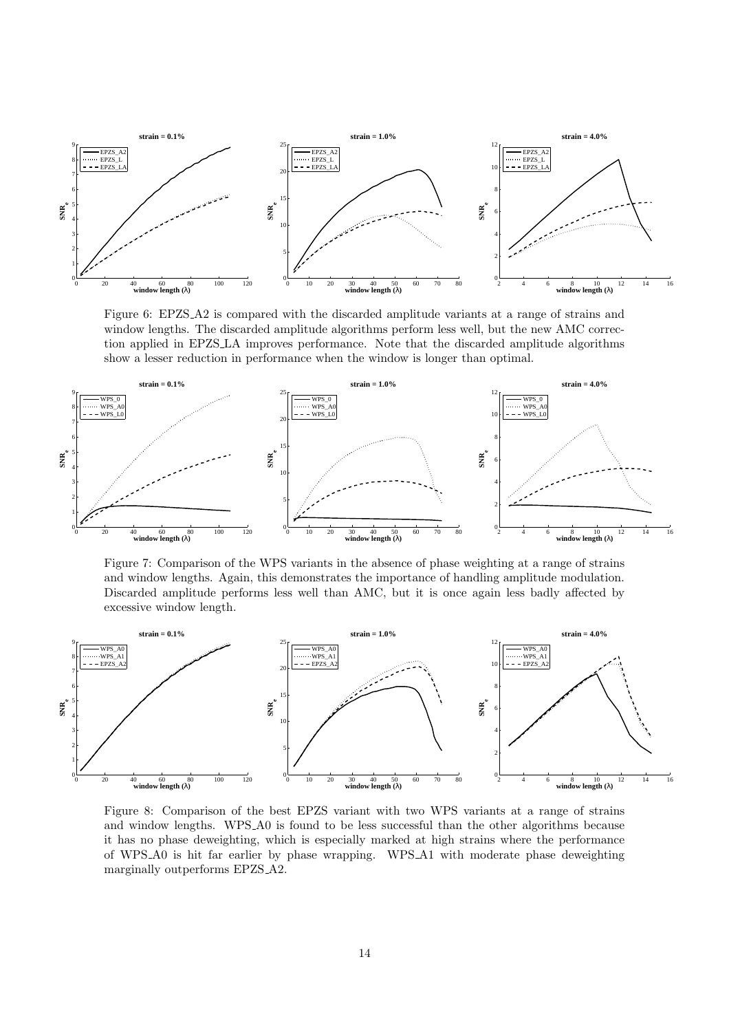Figure 6: EPZS_A2 is compared with the discarded amplitude variants at a range of strains and window lengths. The discarded amplitude algorithms perform less well, but the new AMC correction applied in EPZS_LA improves performance. Note that the discarded amplitude algorithms show a lesser reduction in performance when the window is longer than optimal.

Figure 7: Comparison of the WPS variants in the absence of phase weighting at a range of strains and window lengths. Again, this demonstrates the importance of handling amplitude modulation. Discarded amplitude performs less well than AMC, but it is once again less badly affected by excessive window length.

Figure 8: Comparison of the best EPZS variant with two WPS variants at a range of strains and window lengths. WPS_A0 is found to be less successful than the other algorithms because it has no phase deweighting, which is especially marked at high strains where the performance of WPS_A0 is hit far earlier by phase wrapping. WPS_A1 with moderate phase deweighting marginally outperforms EPZS_A2.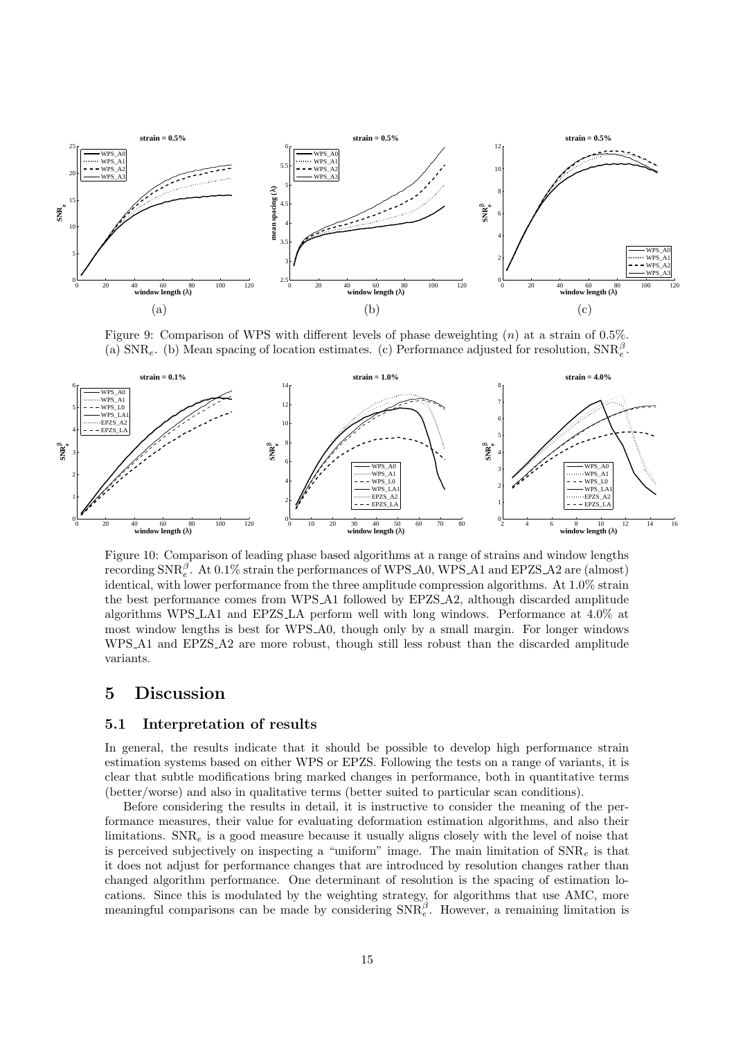Figure 9: Comparison of WPS with different levels of phase deweighting ($n$) at a strain of 0.5%. (a) $\text{SNR}_e$. (b) Mean spacing of location estimates. (c) Performance adjusted for resolution, $\text{SNR}_e^\beta$.

Figure 10: Comparison of leading phase based algorithms at a range of strains and window lengths recording $\text{SNR}_e^\beta$. At 0.1% strain the performances of WPS_A0, WPS_A1 and EPZS_A2 are (almost) identical, with lower performance from the three amplitude compression algorithms. At 1.0% strain the best performance comes from WPS_A1 followed by EPZS_A2, although discarded amplitude algorithms WPS_LA1 and EPZS_LA perform well with long windows. Performance at 4.0% at most window lengths is best for WPS_A0, though only by a small margin. For longer windows WPS_A1 and EPZS_A2 are more robust, though still less robust than the discarded amplitude variants.

# 5 Discussion

## 5.1 Interpretation of results

In general, the results indicate that it should be possible to develop high performance strain estimation systems based on either WPS or EPZS. Following the tests on a range of variants, it is clear that subtle modifications bring marked changes in performance, both in quantitative terms (better/worse) and also in qualitative terms (better suited to particular scan conditions).

Before considering the results in detail, it is instructive to consider the meaning of the performance measures, their value for evaluating deformation estimation algorithms, and also their limitations. $\text{SNR}_e$ is a good measure because it usually aligns closely with the level of noise that is perceived subjectively on inspecting a "uniform" image. The main limitation of $\text{SNR}_e$ is that it does not adjust for performance changes that are introduced by resolution changes rather than changed algorithm performance. One determinant of resolution is the spacing of estimation locations. Since this is modulated by the weighting strategy, for algorithms that use AMC, more meaningful comparisons can be made by considering $\text{SNR}_e^\beta$. However, a remaining limitation is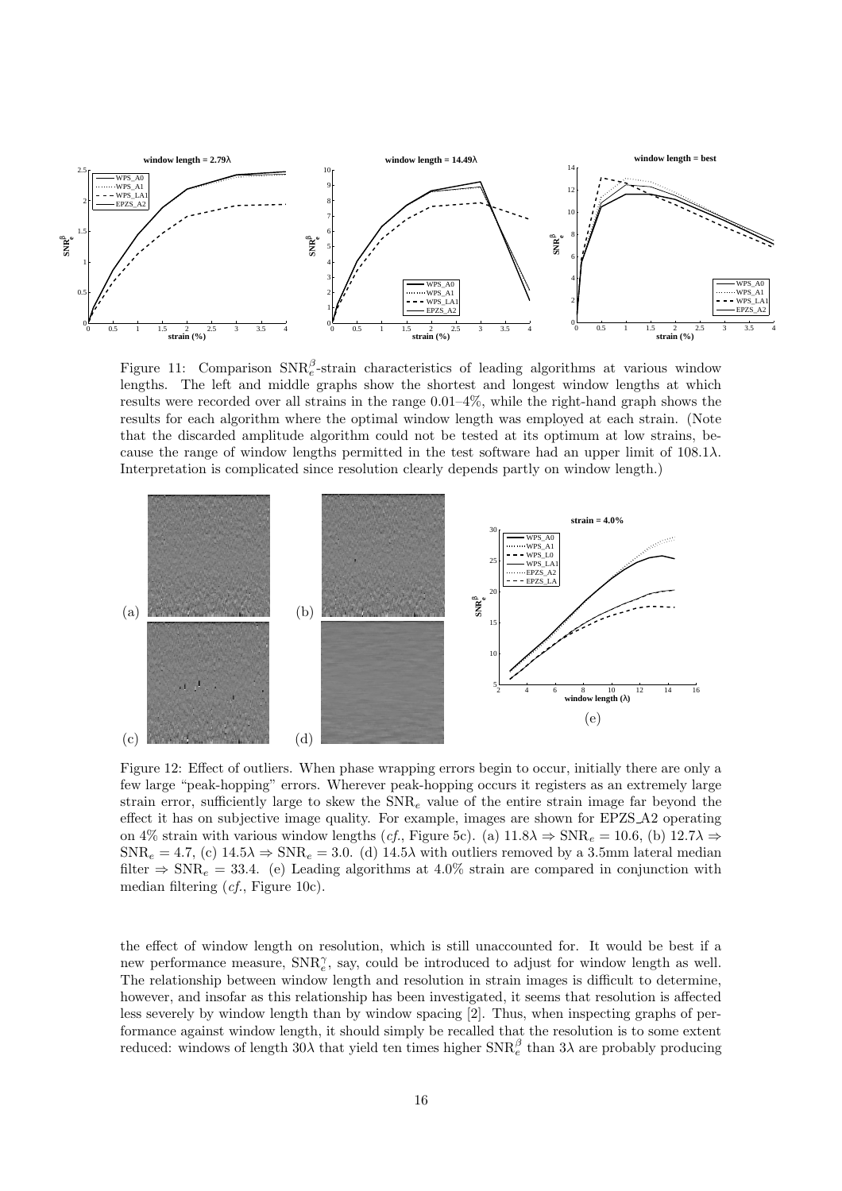Figure 11: Comparison $SNR_e^\beta$-strain characteristics of leading algorithms at various window lengths. The left and middle graphs show the shortest and longest window lengths at which results were recorded over all strains in the range 0.01–4%, while the right-hand graph shows the results for each algorithm where the optimal window length was employed at each strain. (Note that the discarded amplitude algorithm could not be tested at its optimum at low strains, because the range of window lengths permitted in the test software had an upper limit of $108.1\lambda$. Interpretation is complicated since resolution clearly depends partly on window length.)

Figure 12: Effect of outliers. When phase wrapping errors begin to occur, initially there are only a few large "peak-hopping" errors. Wherever peak-hopping occurs it registers as an extremely large strain error, sufficiently large to skew the $SNR_e$ value of the entire strain image far beyond the effect it has on subjective image quality. For example, images are shown for EPZS_A2 operating on 4% strain with various window lengths (*cf.*, Figure 5c). (a) $11.8\lambda \Rightarrow SNR_e = 10.6$, (b) $12.7\lambda \Rightarrow SNR_e = 4.7$, (c) $14.5\lambda \Rightarrow SNR_e = 3.0$. (d) $14.5\lambda$ with outliers removed by a 3.5mm lateral median filter $\Rightarrow SNR_e = 33.4$. (e) Leading algorithms at 4.0% strain are compared in conjunction with median filtering (*cf.*, Figure 10c).

the effect of window length on resolution, which is still unaccounted for. It would be best if a new performance measure, $SNR_e^\gamma$, say, could be introduced to adjust for window length as well. The relationship between window length and resolution in strain images is difficult to determine, however, and insofar as this relationship has been investigated, it seems that resolution is affected less severely by window length than by window spacing [2]. Thus, when inspecting graphs of performance against window length, it should simply be recalled that the resolution is to some extent reduced: windows of length $30\lambda$ that yield ten times higher $SNR_e^\beta$ than $3\lambda$ are probably producing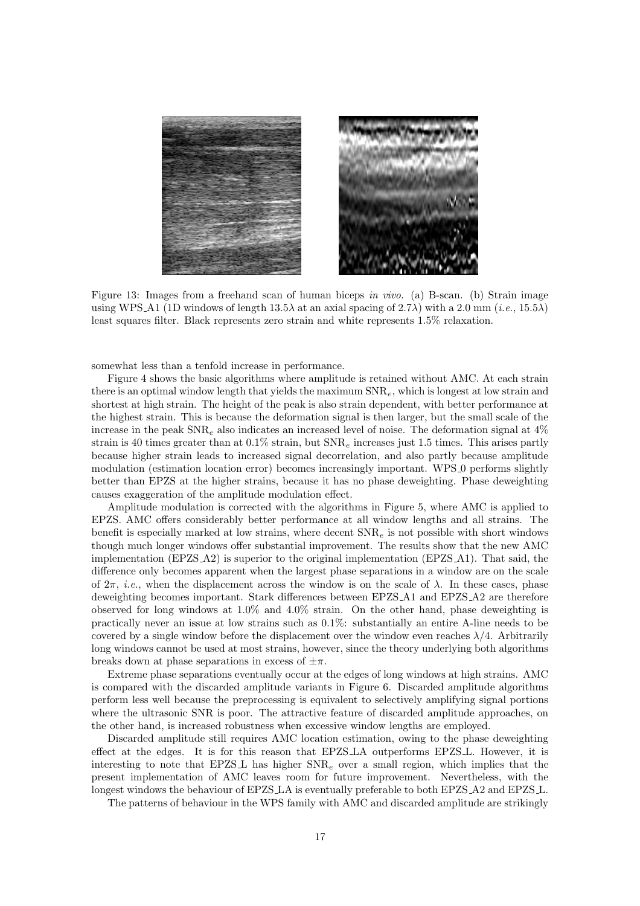Figure 13: Images from a freehand scan of human biceps *in vivo*. (a) B-scan. (b) Strain image using WPS_A1 (1D windows of length $13.5\lambda$ at an axial spacing of $2.7\lambda$) with a 2.0 mm (*i.e.*, $15.5\lambda$) least squares filter. Black represents zero strain and white represents 1.5% relaxation.

somewhat less than a tenfold increase in performance.

Figure 4 shows the basic algorithms where amplitude is retained without AMC. At each strain there is an optimal window length that yields the maximum $\mathrm{SNR}_e$, which is longest at low strain and shortest at high strain. The height of the peak is also strain dependent, with better performance at the highest strain. This is because the deformation signal is then larger, but the small scale of the increase in the peak $\mathrm{SNR}_e$ also indicates an increased level of noise. The deformation signal at 4% strain is 40 times greater than at 0.1% strain, but $\mathrm{SNR}_e$ increases just 1.5 times. This arises partly because higher strain leads to increased signal decorrelation, and also partly because amplitude modulation (estimation location error) becomes increasingly important. WPS_0 performs slightly better than EPZS at the higher strains, because it has no phase deweighting. Phase deweighting causes exaggeration of the amplitude modulation effect.

Amplitude modulation is corrected with the algorithms in Figure 5, where AMC is applied to EPZS. AMC offers considerably better performance at all window lengths and all strains. The benefit is especially marked at low strains, where decent $\mathrm{SNR}_e$ is not possible with short windows though much longer windows offer substantial improvement. The results show that the new AMC implementation (EPZS_A2) is superior to the original implementation (EPZS_A1). That said, the difference only becomes apparent when the largest phase separations in a window are on the scale of $2\pi$, *i.e.*, when the displacement across the window is on the scale of $\lambda$. In these cases, phase deweighting becomes important. Stark differences between EPZS_A1 and EPZS_A2 are therefore observed for long windows at 1.0% and 4.0% strain. On the other hand, phase deweighting is practically never an issue at low strains such as 0.1%: substantially an entire A-line needs to be covered by a single window before the displacement over the window even reaches $\lambda/4$. Arbitrarily long windows cannot be used at most strains, however, since the theory underlying both algorithms breaks down at phase separations in excess of $\pm\pi$.

Extreme phase separations eventually occur at the edges of long windows at high strains. AMC is compared with the discarded amplitude variants in Figure 6. Discarded amplitude algorithms perform less well because the preprocessing is equivalent to selectively amplifying signal portions where the ultrasonic SNR is poor. The attractive feature of discarded amplitude approaches, on the other hand, is increased robustness when excessive window lengths are employed.

Discarded amplitude still requires AMC location estimation, owing to the phase deweighting effect at the edges. It is for this reason that EPZS_LA outperforms EPZS_L. However, it is interesting to note that EPZS_L has higher $\mathrm{SNR}_e$ over a small region, which implies that the present implementation of AMC leaves room for future improvement. Nevertheless, with the longest windows the behaviour of EPZS_LA is eventually preferable to both EPZS_A2 and EPZS_L.

The patterns of behaviour in the WPS family with AMC and discarded amplitude are strikingly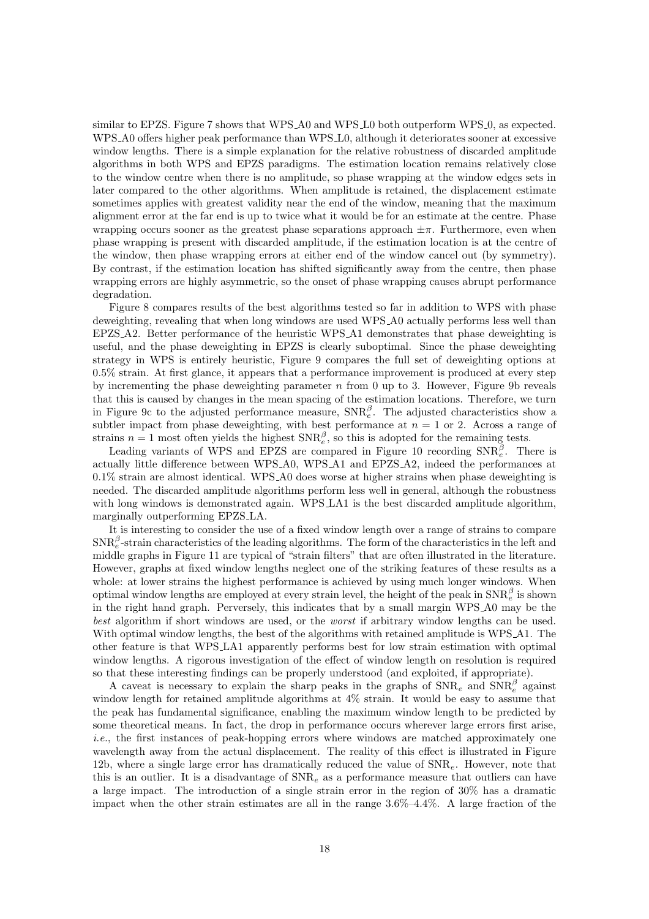similar to EPZS. Figure 7 shows that WPS_A0 and WPS_L0 both outperform WPS_0, as expected. WPS_A0 offers higher peak performance than WPS_L0, although it deteriorates sooner at excessive window lengths. There is a simple explanation for the relative robustness of discarded amplitude algorithms in both WPS and EPZS paradigms. The estimation location remains relatively close to the window centre when there is no amplitude, so phase wrapping at the window edges sets in later compared to the other algorithms. When amplitude is retained, the displacement estimate sometimes applies with greatest validity near the end of the window, meaning that the maximum alignment error at the far end is up to twice what it would be for an estimate at the centre. Phase wrapping occurs sooner as the greatest phase separations approach $\pm\pi$. Furthermore, even when phase wrapping is present with discarded amplitude, if the estimation location is at the centre of the window, then phase wrapping errors at either end of the window cancel out (by symmetry). By contrast, if the estimation location has shifted significantly away from the centre, then phase wrapping errors are highly asymmetric, so the onset of phase wrapping causes abrupt performance degradation.

Figure 8 compares results of the best algorithms tested so far in addition to WPS with phase deweighting, revealing that when long windows are used WPS_A0 actually performs less well than EPZS_A2. Better performance of the heuristic WPS_A1 demonstrates that phase deweighting is useful, and the phase deweighting in EPZS is clearly suboptimal. Since the phase deweighting strategy in WPS is entirely heuristic, Figure 9 compares the full set of deweighting options at 0.5% strain. At first glance, it appears that a performance improvement is produced at every step by incrementing the phase deweighting parameter $n$ from 0 up to 3. However, Figure 9b reveals that this is caused by changes in the mean spacing of the estimation locations. Therefore, we turn in Figure 9c to the adjusted performance measure, $\mathrm{SNR}_e^\beta$. The adjusted characteristics show a subtler impact from phase deweighting, with best performance at $n = 1$ or 2. Across a range of strains $n = 1$ most often yields the highest $\mathrm{SNR}_e^\beta$, so this is adopted for the remaining tests.

Leading variants of WPS and EPZS are compared in Figure 10 recording $\mathrm{SNR}_e^\beta$. There is actually little difference between WPS_A0, WPS_A1 and EPZS_A2, indeed the performances at 0.1% strain are almost identical. WPS_A0 does worse at higher strains when phase deweighting is needed. The discarded amplitude algorithms perform less well in general, although the robustness with long windows is demonstrated again. WPS_LA1 is the best discarded amplitude algorithm, marginally outperforming EPZS_LA.

It is interesting to consider the use of a fixed window length over a range of strains to compare $\mathrm{SNR}_e^\beta$-strain characteristics of the leading algorithms. The form of the characteristics in the left and middle graphs in Figure 11 are typical of "strain filters" that are often illustrated in the literature. However, graphs at fixed window lengths neglect one of the striking features of these results as a whole: at lower strains the highest performance is achieved by using much longer windows. When optimal window lengths are employed at every strain level, the height of the peak in $\mathrm{SNR}_e^\beta$ is shown in the right hand graph. Perversely, this indicates that by a small margin WPS_A0 may be the *best* algorithm if short windows are used, or the *worst* if arbitrary window lengths can be used. With optimal window lengths, the best of the algorithms with retained amplitude is WPS_A1. The other feature is that WPS_LA1 apparently performs best for low strain estimation with optimal window lengths. A rigorous investigation of the effect of window length on resolution is required so that these interesting findings can be properly understood (and exploited, if appropriate).

A caveat is necessary to explain the sharp peaks in the graphs of $\mathrm{SNR}_e$ and $\mathrm{SNR}_e^\beta$ against window length for retained amplitude algorithms at 4% strain. It would be easy to assume that the peak has fundamental significance, enabling the maximum window length to be predicted by some theoretical means. In fact, the drop in performance occurs wherever large errors first arise, *i.e.*, the first instances of peak-hopping errors where windows are matched approximately one wavelength away from the actual displacement. The reality of this effect is illustrated in Figure 12b, where a single large error has dramatically reduced the value of $\mathrm{SNR}_e$. However, note that this is an outlier. It is a disadvantage of $\mathrm{SNR}_e$ as a performance measure that outliers can have a large impact. The introduction of a single strain error in the region of 30% has a dramatic impact when the other strain estimates are all in the range 3.6%–4.4%. A large fraction of the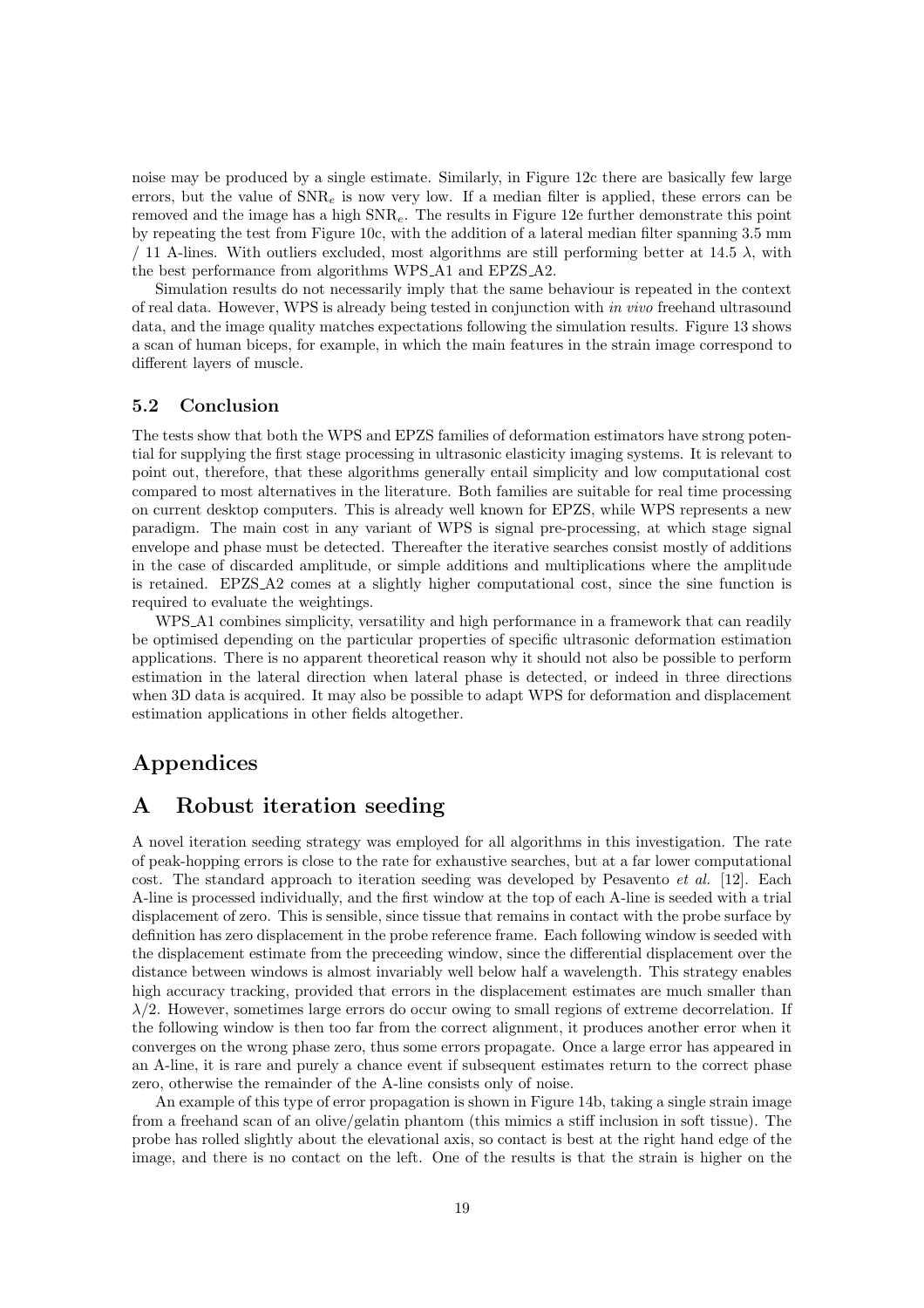noise may be produced by a single estimate. Similarly, in Figure 12c there are basically few large errors, but the value of $\mathrm{SNR}_e$ is now very low. If a median filter is applied, these errors can be removed and the image has a high $\mathrm{SNR}_e$. The results in Figure 12e further demonstrate this point by repeating the test from Figure 10c, with the addition of a lateral median filter spanning 3.5 mm / 11 A-lines. With outliers excluded, most algorithms are still performing better at 14.5 $\lambda$, with the best performance from algorithms WPS_A1 and EPZS_A2.

Simulation results do not necessarily imply that the same behaviour is repeated in the context of real data. However, WPS is already being tested in conjunction with *in vivo* freehand ultrasound data, and the image quality matches expectations following the simulation results. Figure 13 shows a scan of human biceps, for example, in which the main features in the strain image correspond to different layers of muscle.

### 5.2 Conclusion

The tests show that both the WPS and EPZS families of deformation estimators have strong potential for supplying the first stage processing in ultrasonic elasticity imaging systems. It is relevant to point out, therefore, that these algorithms generally entail simplicity and low computational cost compared to most alternatives in the literature. Both families are suitable for real time processing on current desktop computers. This is already well known for EPZS, while WPS represents a new paradigm. The main cost in any variant of WPS is signal pre-processing, at which stage signal envelope and phase must be detected. Thereafter the iterative searches consist mostly of additions in the case of discarded amplitude, or simple additions and multiplications where the amplitude is retained. EPZS_A2 comes at a slightly higher computational cost, since the sine function is required to evaluate the weightings.

WPS_A1 combines simplicity, versatility and high performance in a framework that can readily be optimised depending on the particular properties of specific ultrasonic deformation estimation applications. There is no apparent theoretical reason why it should not also be possible to perform estimation in the lateral direction when lateral phase is detected, or indeed in three directions when 3D data is acquired. It may also be possible to adapt WPS for deformation and displacement estimation applications in other fields altogether.

# Appendices

## A Robust iteration seeding

A novel iteration seeding strategy was employed for all algorithms in this investigation. The rate of peak-hopping errors is close to the rate for exhaustive searches, but at a far lower computational cost. The standard approach to iteration seeding was developed by Pesavento *et al.* [12]. Each A-line is processed individually, and the first window at the top of each A-line is seeded with a trial displacement of zero. This is sensible, since tissue that remains in contact with the probe surface by definition has zero displacement in the probe reference frame. Each following window is seeded with the displacement estimate from the preceeding window, since the differential displacement over the distance between windows is almost invariably well below half a wavelength. This strategy enables high accuracy tracking, provided that errors in the displacement estimates are much smaller than $\lambda/2$. However, sometimes large errors do occur owing to small regions of extreme decorrelation. If the following window is then too far from the correct alignment, it produces another error when it converges on the wrong phase zero, thus some errors propagate. Once a large error has appeared in an A-line, it is rare and purely a chance event if subsequent estimates return to the correct phase zero, otherwise the remainder of the A-line consists only of noise.

An example of this type of error propagation is shown in Figure 14b, taking a single strain image from a freehand scan of an olive/gelatin phantom (this mimics a stiff inclusion in soft tissue). The probe has rolled slightly about the elevational axis, so contact is best at the right hand edge of the image, and there is no contact on the left. One of the results is that the strain is higher on the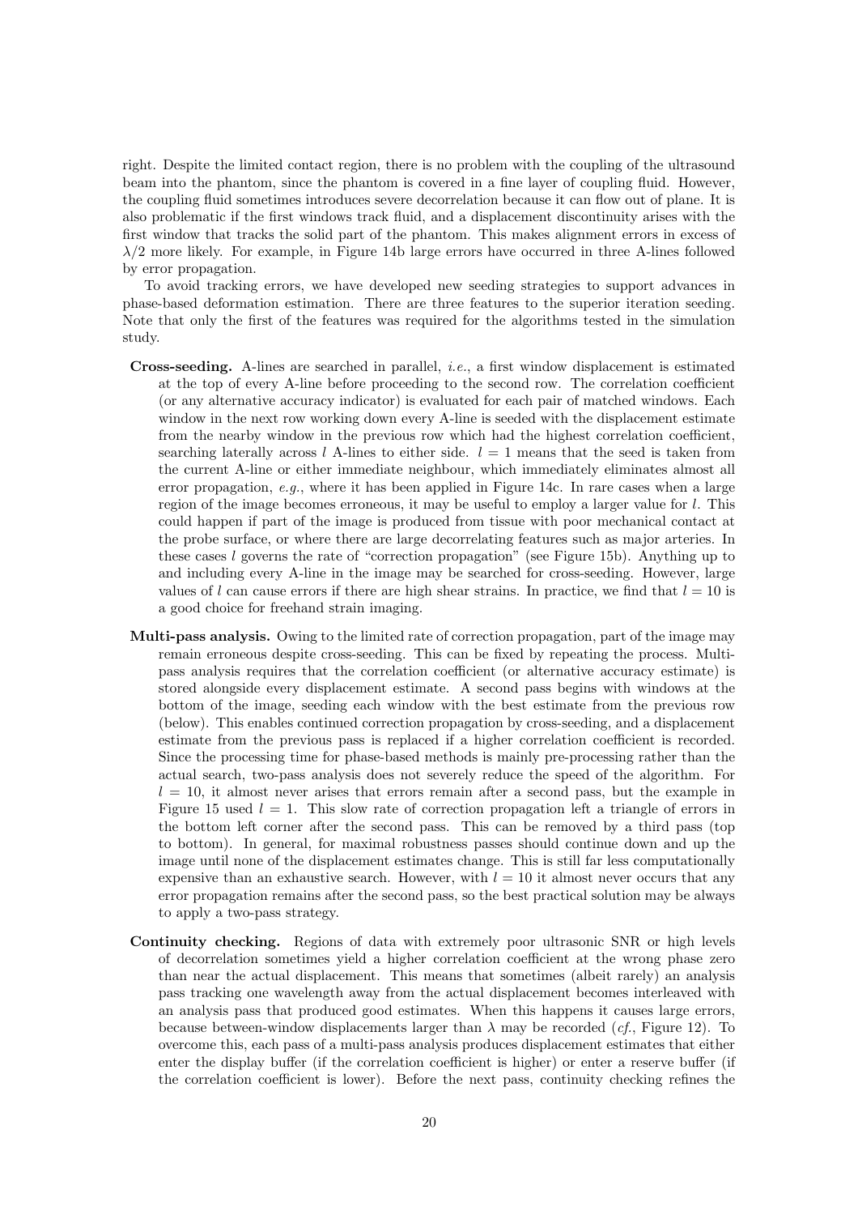right. Despite the limited contact region, there is no problem with the coupling of the ultrasound beam into the phantom, since the phantom is covered in a fine layer of coupling fluid. However, the coupling fluid sometimes introduces severe decorrelation because it can flow out of plane. It is also problematic if the first windows track fluid, and a displacement discontinuity arises with the first window that tracks the solid part of the phantom. This makes alignment errors in excess of $\lambda/2$ more likely. For example, in Figure 14b large errors have occurred in three A-lines followed by error propagation.

To avoid tracking errors, we have developed new seeding strategies to support advances in phase-based deformation estimation. There are three features to the superior iteration seeding. Note that only the first of the features was required for the algorithms tested in the simulation study.

- **Cross-seeding.** A-lines are searched in parallel, *i.e.*, a first window displacement is estimated at the top of every A-line before proceeding to the second row. The correlation coefficient (or any alternative accuracy indicator) is evaluated for each pair of matched windows. Each window in the next row working down every A-line is seeded with the displacement estimate from the nearby window in the previous row which had the highest correlation coefficient, searching laterally across $l$ A-lines to either side. $l = 1$ means that the seed is taken from the current A-line or either immediate neighbour, which immediately eliminates almost all error propagation, *e.g.*, where it has been applied in Figure 14c. In rare cases when a large region of the image becomes erroneous, it may be useful to employ a larger value for $l$. This could happen if part of the image is produced from tissue with poor mechanical contact at the probe surface, or where there are large decorrelating features such as major arteries. In these cases $l$ governs the rate of "correction propagation" (see Figure 15b). Anything up to and including every A-line in the image may be searched for cross-seeding. However, large values of $l$ can cause errors if there are high shear strains. In practice, we find that $l = 10$ is a good choice for freehand strain imaging.

- **Multi-pass analysis.** Owing to the limited rate of correction propagation, part of the image may remain erroneous despite cross-seeding. This can be fixed by repeating the process. Multi-pass analysis requires that the correlation coefficient (or alternative accuracy estimate) is stored alongside every displacement estimate. A second pass begins with windows at the bottom of the image, seeding each window with the best estimate from the previous row (below). This enables continued correction propagation by cross-seeding, and a displacement estimate from the previous pass is replaced if a higher correlation coefficient is recorded. Since the processing time for phase-based methods is mainly pre-processing rather than the actual search, two-pass analysis does not severely reduce the speed of the algorithm. For $l = 10$, it almost never arises that errors remain after a second pass, but the example in Figure 15 used $l = 1$. This slow rate of correction propagation left a triangle of errors in the bottom left corner after the second pass. This can be removed by a third pass (top to bottom). In general, for maximal robustness passes should continue down and up the image until none of the displacement estimates change. This is still far less computationally expensive than an exhaustive search. However, with $l = 10$ it almost never occurs that any error propagation remains after the second pass, so the best practical solution may be always to apply a two-pass strategy.

- **Continuity checking.** Regions of data with extremely poor ultrasonic SNR or high levels of decorrelation sometimes yield a higher correlation coefficient at the wrong phase zero than near the actual displacement. This means that sometimes (albeit rarely) an analysis pass tracking one wavelength away from the actual displacement becomes interleaved with an analysis pass that produced good estimates. When this happens it causes large errors, because between-window displacements larger than $\lambda$ may be recorded (*cf.*, Figure 12). To overcome this, each pass of a multi-pass analysis produces displacement estimates that either enter the display buffer (if the correlation coefficient is higher) or enter a reserve buffer (if the correlation coefficient is lower). Before the next pass, continuity checking refines the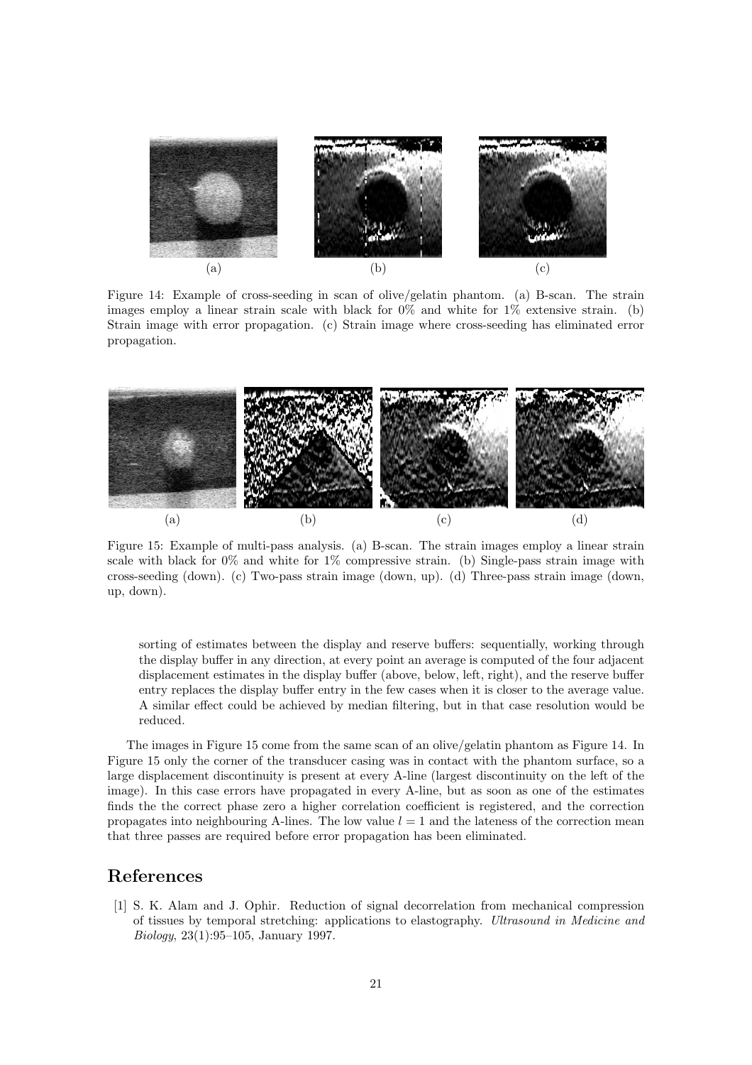(a) (b) (c)

Figure 14: Example of cross-seeding in scan of olive/gelatin phantom. (a) B-scan. The strain images employ a linear strain scale with black for 0% and white for 1% extensive strain. (b) Strain image with error propagation. (c) Strain image where cross-seeding has eliminated error propagation.

(a) (b) (c) (d)

Figure 15: Example of multi-pass analysis. (a) B-scan. The strain images employ a linear strain scale with black for 0% and white for 1% compressive strain. (b) Single-pass strain image with cross-seeding (down). (c) Two-pass strain image (down, up). (d) Three-pass strain image (down, up, down).

sorting of estimates between the display and reserve buffers: sequentially, working through the display buffer in any direction, at every point an average is computed of the four adjacent displacement estimates in the display buffer (above, below, left, right), and the reserve buffer entry replaces the display buffer entry in the few cases when it is closer to the average value. A similar effect could be achieved by median filtering, but in that case resolution would be reduced.

The images in Figure 15 come from the same scan of an olive/gelatin phantom as Figure 14. In Figure 15 only the corner of the transducer casing was in contact with the phantom surface, so a large displacement discontinuity is present at every A-line (largest discontinuity on the left of the image). In this case errors have propagated in every A-line, but as soon as one of the estimates finds the the correct phase zero a higher correlation coefficient is registered, and the correction propagates into neighbouring A-lines. The low value $l = 1$ and the lateness of the correction mean that three passes are required before error propagation has been eliminated.

## References

[1] S. K. Alam and J. Ophir. Reduction of signal decorrelation from mechanical compression of tissues by temporal stretching: applications to elastography. *Ultrasound in Medicine and Biology*, 23(1):95–105, January 1997.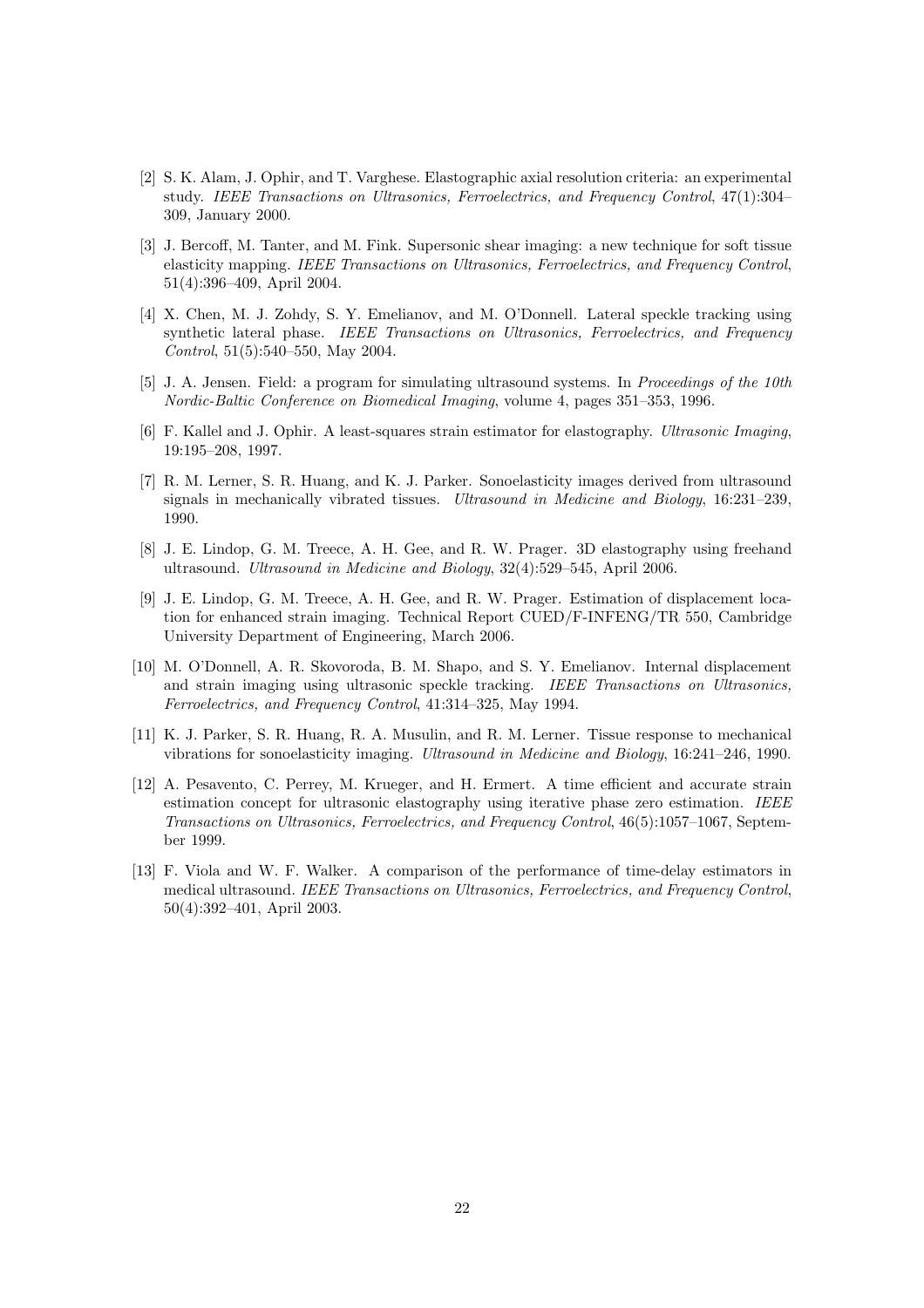[2] S. K. Alam, J. Ophir, and T. Varghese. Elastographic axial resolution criteria: an experimental study. *IEEE Transactions on Ultrasonics, Ferroelectrics, and Frequency Control*, 47(1):304–309, January 2000.

[3] J. Bercoff, M. Tanter, and M. Fink. Supersonic shear imaging: a new technique for soft tissue elasticity mapping. *IEEE Transactions on Ultrasonics, Ferroelectrics, and Frequency Control*, 51(4):396–409, April 2004.

[4] X. Chen, M. J. Zohdy, S. Y. Emelianov, and M. O'Donnell. Lateral speckle tracking using synthetic lateral phase. *IEEE Transactions on Ultrasonics, Ferroelectrics, and Frequency Control*, 51(5):540–550, May 2004.

[5] J. A. Jensen. Field: a program for simulating ultrasound systems. In *Proceedings of the 10th Nordic-Baltic Conference on Biomedical Imaging*, volume 4, pages 351–353, 1996.

[6] F. Kallel and J. Ophir. A least-squares strain estimator for elastography. *Ultrasonic Imaging*, 19:195–208, 1997.

[7] R. M. Lerner, S. R. Huang, and K. J. Parker. Sonoelasticity images derived from ultrasound signals in mechanically vibrated tissues. *Ultrasound in Medicine and Biology*, 16:231–239, 1990.

[8] J. E. Lindop, G. M. Treece, A. H. Gee, and R. W. Prager. 3D elastography using freehand ultrasound. *Ultrasound in Medicine and Biology*, 32(4):529–545, April 2006.

[9] J. E. Lindop, G. M. Treece, A. H. Gee, and R. W. Prager. Estimation of displacement location for enhanced strain imaging. Technical Report CUED/F-INFENG/TR 550, Cambridge University Department of Engineering, March 2006.

[10] M. O'Donnell, A. R. Skovoroda, B. M. Shapo, and S. Y. Emelianov. Internal displacement and strain imaging using ultrasonic speckle tracking. *IEEE Transactions on Ultrasonics, Ferroelectrics, and Frequency Control*, 41:314–325, May 1994.

[11] K. J. Parker, S. R. Huang, R. A. Musulin, and R. M. Lerner. Tissue response to mechanical vibrations for sonoelasticity imaging. *Ultrasound in Medicine and Biology*, 16:241–246, 1990.

[12] A. Pesavento, C. Perrey, M. Krueger, and H. Ermert. A time efficient and accurate strain estimation concept for ultrasonic elastography using iterative phase zero estimation. *IEEE Transactions on Ultrasonics, Ferroelectrics, and Frequency Control*, 46(5):1057–1067, September 1999.

[13] F. Viola and W. F. Walker. A comparison of the performance of time-delay estimators in medical ultrasound. *IEEE Transactions on Ultrasonics, Ferroelectrics, and Frequency Control*, 50(4):392–401, April 2003.